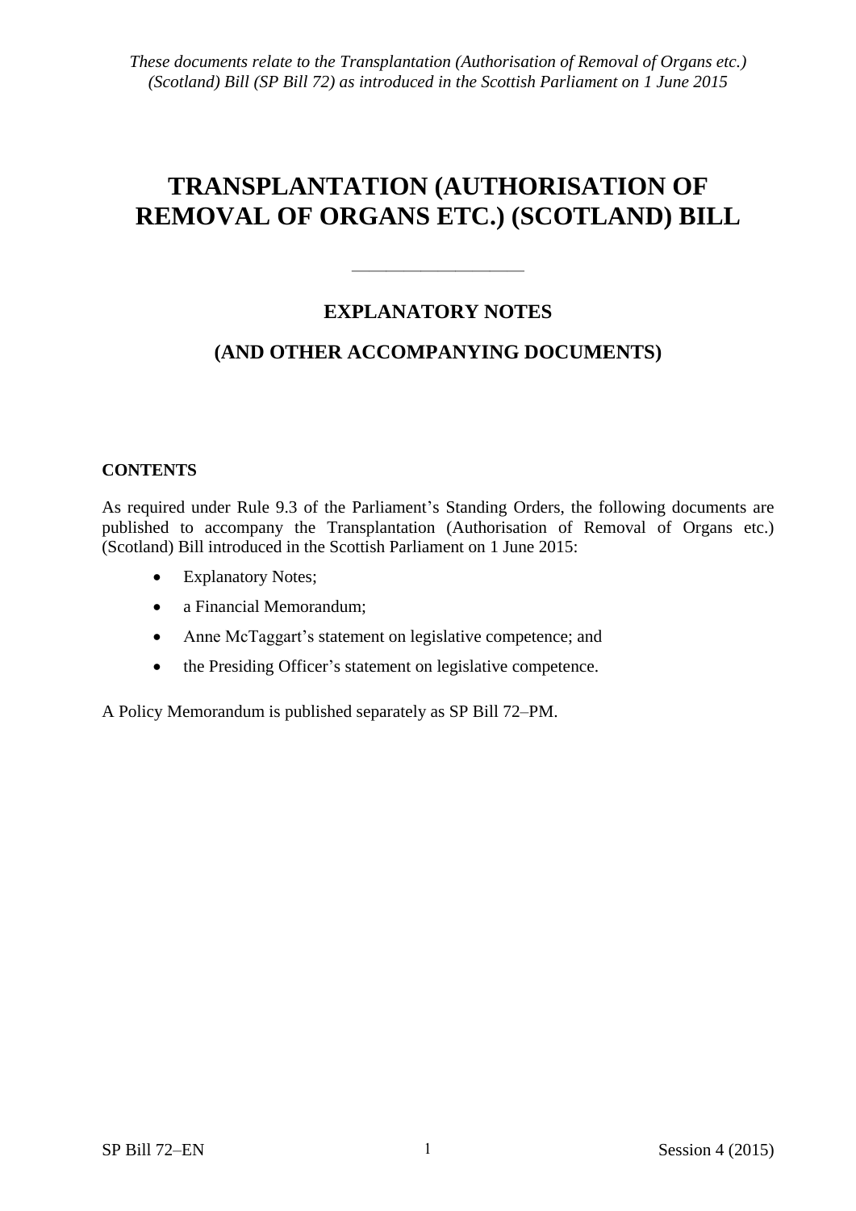*These documents relate to the Transplantation (Authorisation of Removal of Organs etc.) (Scotland) Bill (SP Bill 72) as introduced in the Scottish Parliament on 1 June 2015*

# TRANSPLANTATION (AUTHORISATION OF REMOVAL OF ORGANS ETC.) (SCOTLAND) BILL

---

## EXPLANATORY NOTES

## (AND OTHER ACCOMPANYING DOCUMENTS)

**CONTENTS**

As required under Rule 9.3 of the Parliament's Standing Orders, the following documents are published to accompany the Transplantation (Authorisation of Removal of Organs etc.) (Scotland) Bill introduced in the Scottish Parliament on 1 June 2015:

- Explanatory Notes;
- a Financial Memorandum;
- Anne McTaggart's statement on legislative competence; and
- the Presiding Officer's statement on legislative competence.

A Policy Memorandum is published separately as SP Bill 72–PM.

SP Bill 72–EN Session 4 (2015)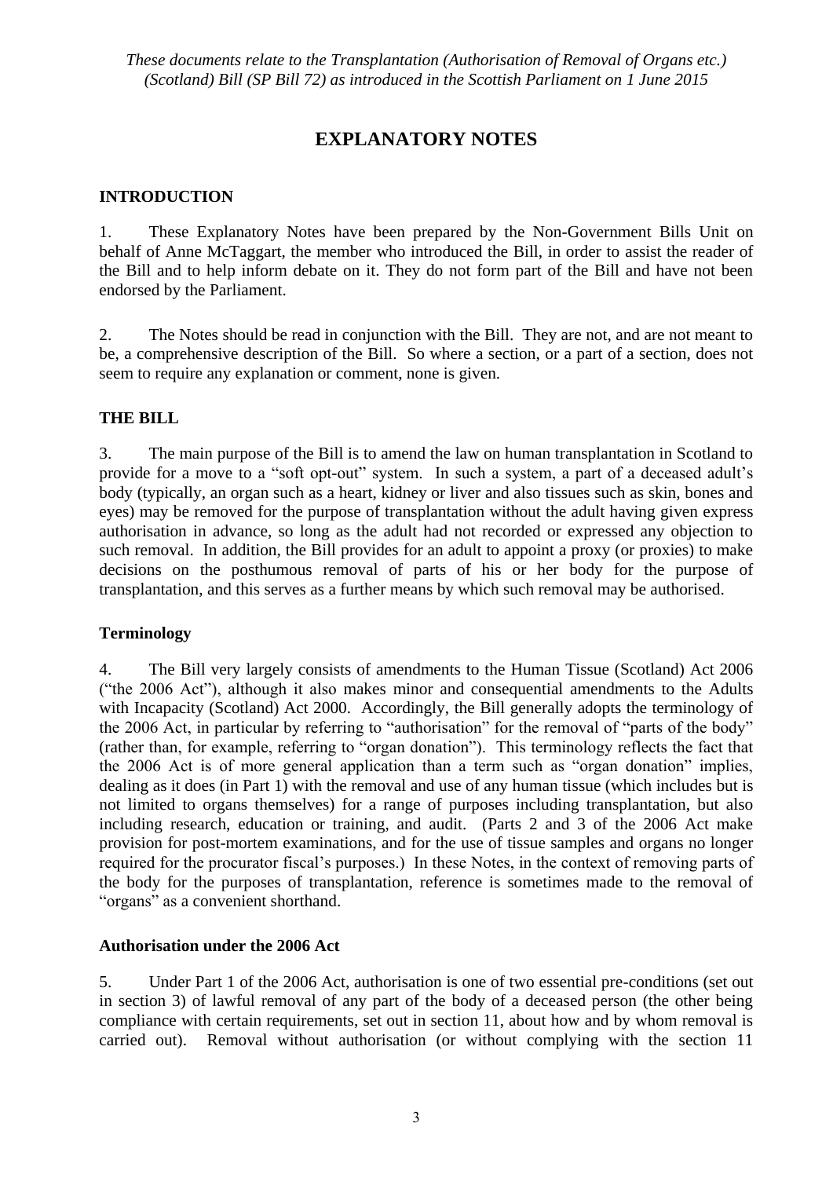*These documents relate to the Transplantation (Authorisation of Removal of Organs etc.) (Scotland) Bill (SP Bill 72) as introduced in the Scottish Parliament on 1 June 2015*

# EXPLANATORY NOTES

## INTRODUCTION

1. These Explanatory Notes have been prepared by the Non-Government Bills Unit on behalf of Anne McTaggart, the member who introduced the Bill, in order to assist the reader of the Bill and to help inform debate on it. They do not form part of the Bill and have not been endorsed by the Parliament.

2. The Notes should be read in conjunction with the Bill. They are not, and are not meant to be, a comprehensive description of the Bill. So where a section, or a part of a section, does not seem to require any explanation or comment, none is given.

## THE BILL

3. The main purpose of the Bill is to amend the law on human transplantation in Scotland to provide for a move to a "soft opt-out" system. In such a system, a part of a deceased adult's body (typically, an organ such as a heart, kidney or liver and also tissues such as skin, bones and eyes) may be removed for the purpose of transplantation without the adult having given express authorisation in advance, so long as the adult had not recorded or expressed any objection to such removal. In addition, the Bill provides for an adult to appoint a proxy (or proxies) to make decisions on the posthumous removal of parts of his or her body for the purpose of transplantation, and this serves as a further means by which such removal may be authorised.

### Terminology

4. The Bill very largely consists of amendments to the Human Tissue (Scotland) Act 2006 ("the 2006 Act"), although it also makes minor and consequential amendments to the Adults with Incapacity (Scotland) Act 2000. Accordingly, the Bill generally adopts the terminology of the 2006 Act, in particular by referring to "authorisation" for the removal of "parts of the body" (rather than, for example, referring to "organ donation"). This terminology reflects the fact that the 2006 Act is of more general application than a term such as "organ donation" implies, dealing as it does (in Part 1) with the removal and use of any human tissue (which includes but is not limited to organs themselves) for a range of purposes including transplantation, but also including research, education or training, and audit. (Parts 2 and 3 of the 2006 Act make provision for post-mortem examinations, and for the use of tissue samples and organs no longer required for the procurator fiscal's purposes.) In these Notes, in the context of removing parts of the body for the purposes of transplantation, reference is sometimes made to the removal of "organs" as a convenient shorthand.

### Authorisation under the 2006 Act

5. Under Part 1 of the 2006 Act, authorisation is one of two essential pre-conditions (set out in section 3) of lawful removal of any part of the body of a deceased person (the other being compliance with certain requirements, set out in section 11, about how and by whom removal is carried out). Removal without authorisation (or without complying with the section 11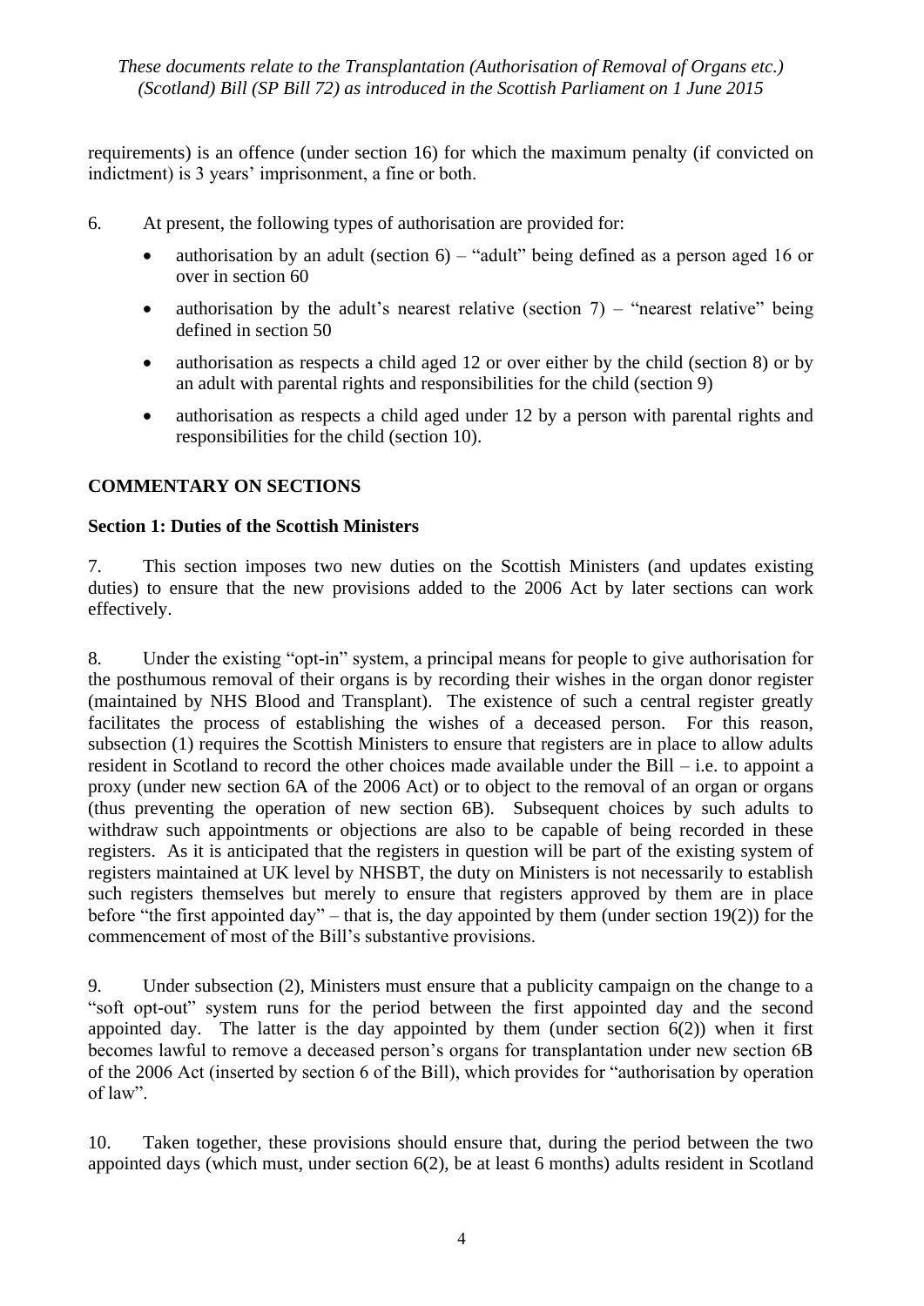requirements) is an offence (under section 16) for which the maximum penalty (if convicted on indictment) is 3 years' imprisonment, a fine or both.

6. At present, the following types of authorisation are provided for:

- authorisation by an adult (section 6) – "adult" being defined as a person aged 16 or over in section 60
- authorisation by the adult's nearest relative (section 7) – "nearest relative" being defined in section 50
- authorisation as respects a child aged 12 or over either by the child (section 8) or by an adult with parental rights and responsibilities for the child (section 9)
- authorisation as respects a child aged under 12 by a person with parental rights and responsibilities for the child (section 10).

## COMMENTARY ON SECTIONS

### Section 1: Duties of the Scottish Ministers

7. This section imposes two new duties on the Scottish Ministers (and updates existing duties) to ensure that the new provisions added to the 2006 Act by later sections can work effectively.

8. Under the existing "opt-in" system, a principal means for people to give authorisation for the posthumous removal of their organs is by recording their wishes in the organ donor register (maintained by NHS Blood and Transplant). The existence of such a central register greatly facilitates the process of establishing the wishes of a deceased person. For this reason, subsection (1) requires the Scottish Ministers to ensure that registers are in place to allow adults resident in Scotland to record the other choices made available under the Bill – i.e. to appoint a proxy (under new section 6A of the 2006 Act) or to object to the removal of an organ or organs (thus preventing the operation of new section 6B). Subsequent choices by such adults to withdraw such appointments or objections are also to be capable of being recorded in these registers. As it is anticipated that the registers in question will be part of the existing system of registers maintained at UK level by NHSBT, the duty on Ministers is not necessarily to establish such registers themselves but merely to ensure that registers approved by them are in place before "the first appointed day" – that is, the day appointed by them (under section 19(2)) for the commencement of most of the Bill's substantive provisions.

9. Under subsection (2), Ministers must ensure that a publicity campaign on the change to a "soft opt-out" system runs for the period between the first appointed day and the second appointed day. The latter is the day appointed by them (under section 6(2)) when it first becomes lawful to remove a deceased person's organs for transplantation under new section 6B of the 2006 Act (inserted by section 6 of the Bill), which provides for "authorisation by operation of law".

10. Taken together, these provisions should ensure that, during the period between the two appointed days (which must, under section 6(2), be at least 6 months) adults resident in Scotland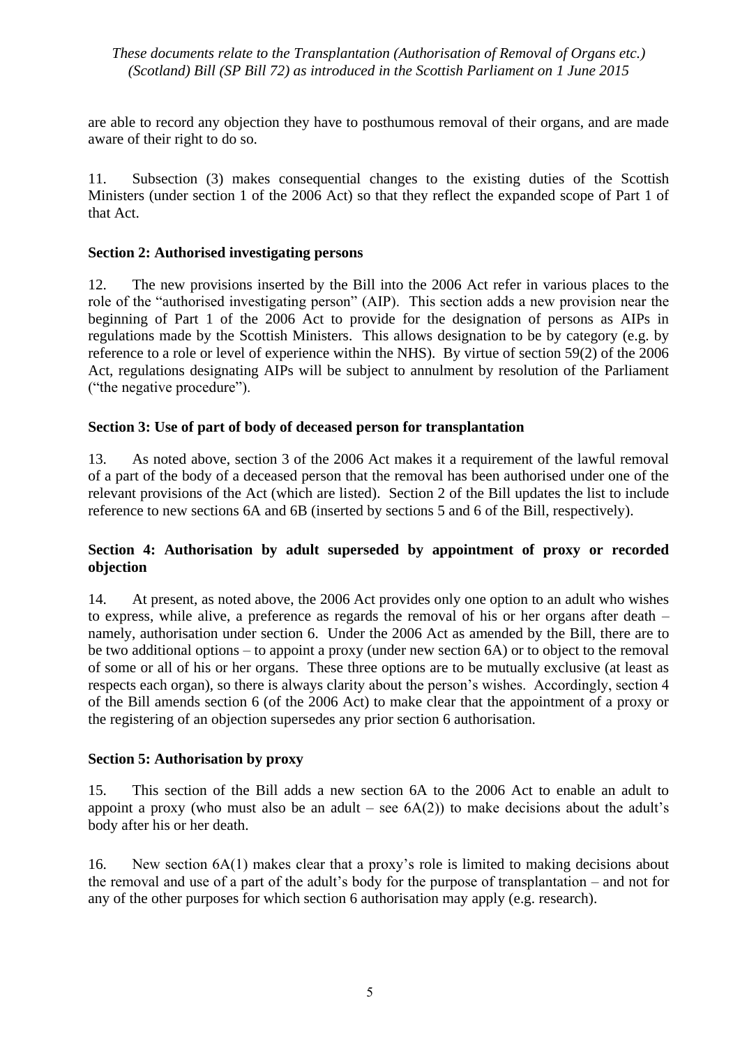are able to record any objection they have to posthumous removal of their organs, and are made aware of their right to do so.

11. Subsection (3) makes consequential changes to the existing duties of the Scottish Ministers (under section 1 of the 2006 Act) so that they reflect the expanded scope of Part 1 of that Act.

### Section 2: Authorised investigating persons

12. The new provisions inserted by the Bill into the 2006 Act refer in various places to the role of the "authorised investigating person" (AIP). This section adds a new provision near the beginning of Part 1 of the 2006 Act to provide for the designation of persons as AIPs in regulations made by the Scottish Ministers. This allows designation to be by category (e.g. by reference to a role or level of experience within the NHS). By virtue of section 59(2) of the 2006 Act, regulations designating AIPs will be subject to annulment by resolution of the Parliament ("the negative procedure").

### Section 3: Use of part of body of deceased person for transplantation

13. As noted above, section 3 of the 2006 Act makes it a requirement of the lawful removal of a part of the body of a deceased person that the removal has been authorised under one of the relevant provisions of the Act (which are listed). Section 2 of the Bill updates the list to include reference to new sections 6A and 6B (inserted by sections 5 and 6 of the Bill, respectively).

### Section 4: Authorisation by adult superseded by appointment of proxy or recorded objection

14. At present, as noted above, the 2006 Act provides only one option to an adult who wishes to express, while alive, a preference as regards the removal of his or her organs after death – namely, authorisation under section 6. Under the 2006 Act as amended by the Bill, there are to be two additional options – to appoint a proxy (under new section 6A) or to object to the removal of some or all of his or her organs. These three options are to be mutually exclusive (at least as respects each organ), so there is always clarity about the person's wishes. Accordingly, section 4 of the Bill amends section 6 (of the 2006 Act) to make clear that the appointment of a proxy or the registering of an objection supersedes any prior section 6 authorisation.

### Section 5: Authorisation by proxy

15. This section of the Bill adds a new section 6A to the 2006 Act to enable an adult to appoint a proxy (who must also be an adult – see 6A(2)) to make decisions about the adult's body after his or her death.

16. New section 6A(1) makes clear that a proxy's role is limited to making decisions about the removal and use of a part of the adult's body for the purpose of transplantation – and not for any of the other purposes for which section 6 authorisation may apply (e.g. research).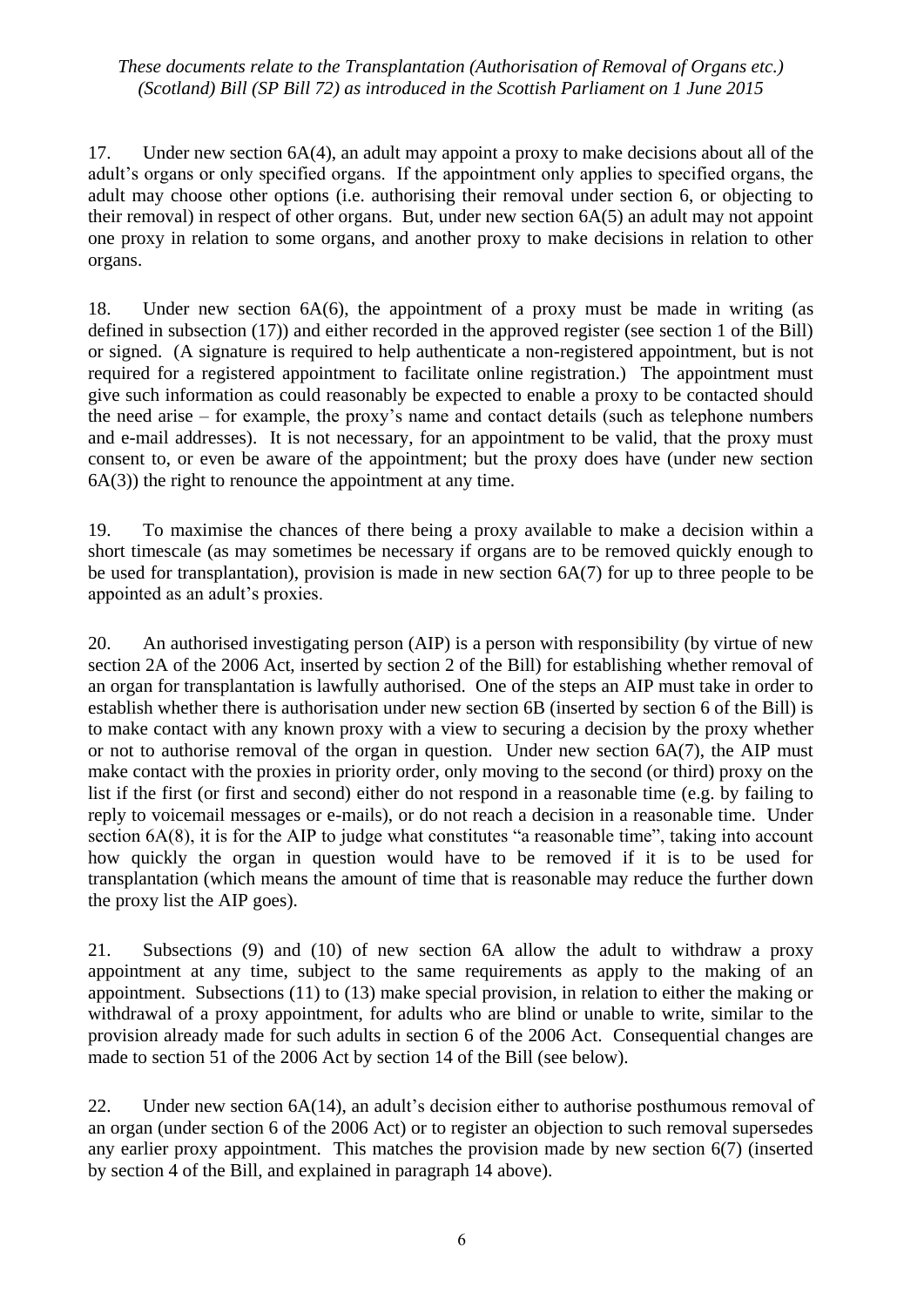17. Under new section 6A(4), an adult may appoint a proxy to make decisions about all of the adult's organs or only specified organs. If the appointment only applies to specified organs, the adult may choose other options (i.e. authorising their removal under section 6, or objecting to their removal) in respect of other organs. But, under new section 6A(5) an adult may not appoint one proxy in relation to some organs, and another proxy to make decisions in relation to other organs.

18. Under new section 6A(6), the appointment of a proxy must be made in writing (as defined in subsection (17)) and either recorded in the approved register (see section 1 of the Bill) or signed. (A signature is required to help authenticate a non-registered appointment, but is not required for a registered appointment to facilitate online registration.) The appointment must give such information as could reasonably be expected to enable a proxy to be contacted should the need arise – for example, the proxy's name and contact details (such as telephone numbers and e-mail addresses). It is not necessary, for an appointment to be valid, that the proxy must consent to, or even be aware of the appointment; but the proxy does have (under new section 6A(3)) the right to renounce the appointment at any time.

19. To maximise the chances of there being a proxy available to make a decision within a short timescale (as may sometimes be necessary if organs are to be removed quickly enough to be used for transplantation), provision is made in new section 6A(7) for up to three people to be appointed as an adult's proxies.

20. An authorised investigating person (AIP) is a person with responsibility (by virtue of new section 2A of the 2006 Act, inserted by section 2 of the Bill) for establishing whether removal of an organ for transplantation is lawfully authorised. One of the steps an AIP must take in order to establish whether there is authorisation under new section 6B (inserted by section 6 of the Bill) is to make contact with any known proxy with a view to securing a decision by the proxy whether or not to authorise removal of the organ in question. Under new section 6A(7), the AIP must make contact with the proxies in priority order, only moving to the second (or third) proxy on the list if the first (or first and second) either do not respond in a reasonable time (e.g. by failing to reply to voicemail messages or e-mails), or do not reach a decision in a reasonable time. Under section 6A(8), it is for the AIP to judge what constitutes "a reasonable time", taking into account how quickly the organ in question would have to be removed if it is to be used for transplantation (which means the amount of time that is reasonable may reduce the further down the proxy list the AIP goes).

21. Subsections (9) and (10) of new section 6A allow the adult to withdraw a proxy appointment at any time, subject to the same requirements as apply to the making of an appointment. Subsections (11) to (13) make special provision, in relation to either the making or withdrawal of a proxy appointment, for adults who are blind or unable to write, similar to the provision already made for such adults in section 6 of the 2006 Act. Consequential changes are made to section 51 of the 2006 Act by section 14 of the Bill (see below).

22. Under new section 6A(14), an adult's decision either to authorise posthumous removal of an organ (under section 6 of the 2006 Act) or to register an objection to such removal supersedes any earlier proxy appointment. This matches the provision made by new section 6(7) (inserted by section 4 of the Bill, and explained in paragraph 14 above).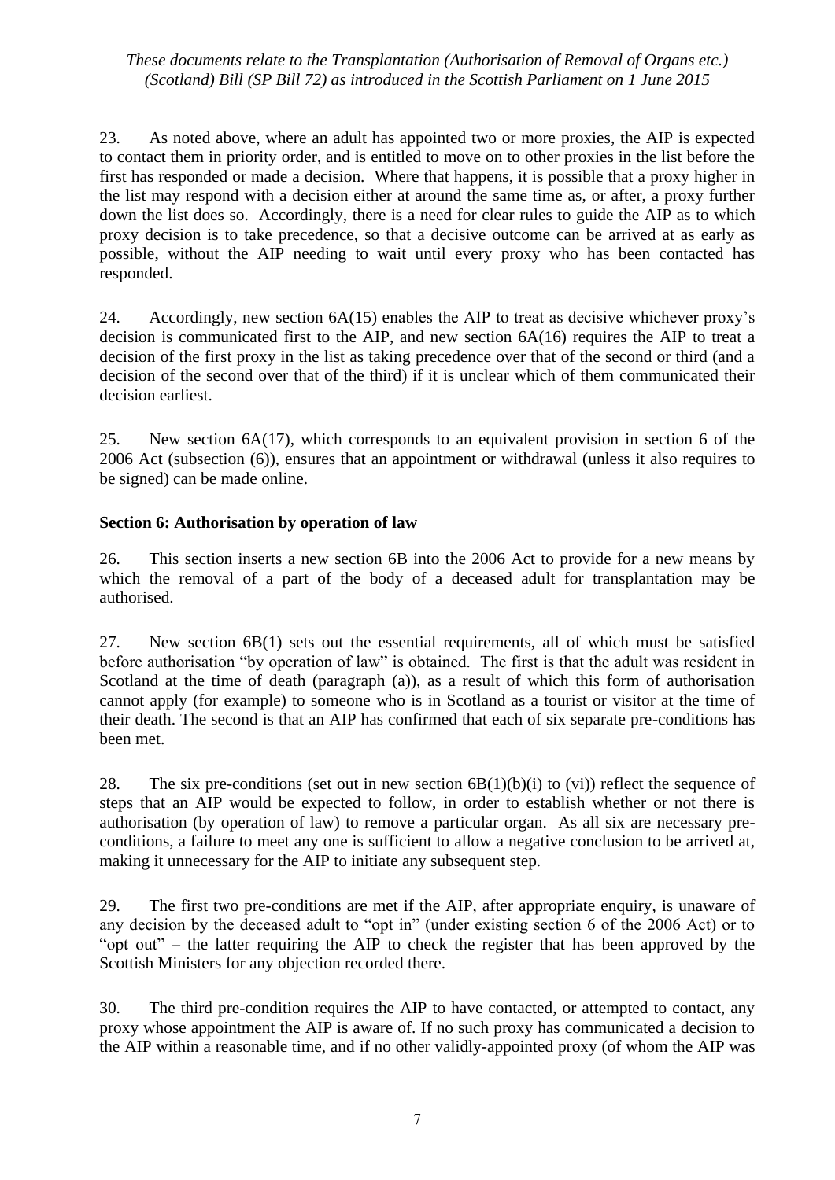23. As noted above, where an adult has appointed two or more proxies, the AIP is expected to contact them in priority order, and is entitled to move on to other proxies in the list before the first has responded or made a decision. Where that happens, it is possible that a proxy higher in the list may respond with a decision either at around the same time as, or after, a proxy further down the list does so. Accordingly, there is a need for clear rules to guide the AIP as to which proxy decision is to take precedence, so that a decisive outcome can be arrived at as early as possible, without the AIP needing to wait until every proxy who has been contacted has responded.

24. Accordingly, new section 6A(15) enables the AIP to treat as decisive whichever proxy's decision is communicated first to the AIP, and new section 6A(16) requires the AIP to treat a decision of the first proxy in the list as taking precedence over that of the second or third (and a decision of the second over that of the third) if it is unclear which of them communicated their decision earliest.

25. New section 6A(17), which corresponds to an equivalent provision in section 6 of the 2006 Act (subsection (6)), ensures that an appointment or withdrawal (unless it also requires to be signed) can be made online.

**Section 6: Authorisation by operation of law**

26. This section inserts a new section 6B into the 2006 Act to provide for a new means by which the removal of a part of the body of a deceased adult for transplantation may be authorised.

27. New section 6B(1) sets out the essential requirements, all of which must be satisfied before authorisation "by operation of law" is obtained. The first is that the adult was resident in Scotland at the time of death (paragraph (a)), as a result of which this form of authorisation cannot apply (for example) to someone who is in Scotland as a tourist or visitor at the time of their death. The second is that an AIP has confirmed that each of six separate pre-conditions has been met.

28. The six pre-conditions (set out in new section 6B(1)(b)(i) to (vi)) reflect the sequence of steps that an AIP would be expected to follow, in order to establish whether or not there is authorisation (by operation of law) to remove a particular organ. As all six are necessary pre-conditions, a failure to meet any one is sufficient to allow a negative conclusion to be arrived at, making it unnecessary for the AIP to initiate any subsequent step.

29. The first two pre-conditions are met if the AIP, after appropriate enquiry, is unaware of any decision by the deceased adult to "opt in" (under existing section 6 of the 2006 Act) or to "opt out" – the latter requiring the AIP to check the register that has been approved by the Scottish Ministers for any objection recorded there.

30. The third pre-condition requires the AIP to have contacted, or attempted to contact, any proxy whose appointment the AIP is aware of. If no such proxy has communicated a decision to the AIP within a reasonable time, and if no other validly-appointed proxy (of whom the AIP was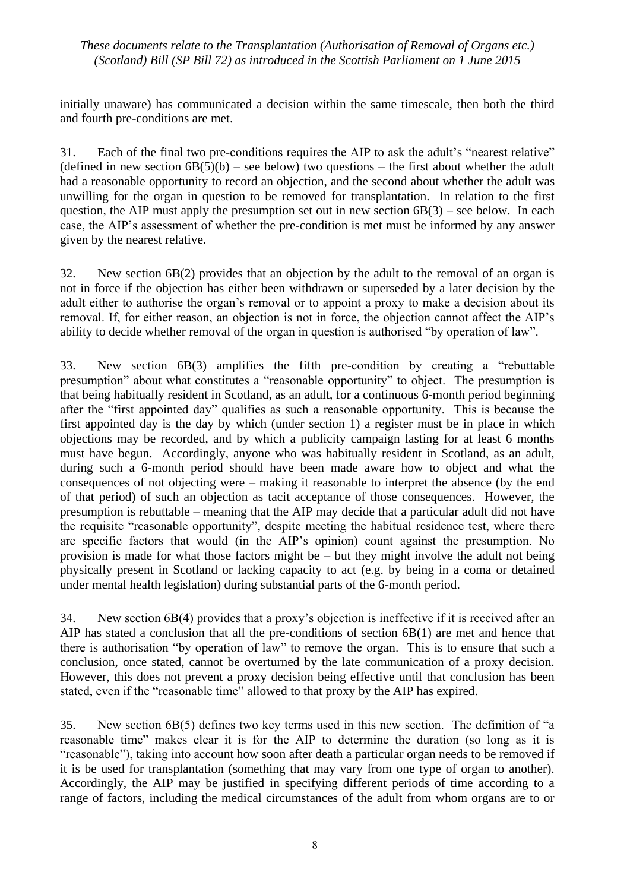initially unaware) has communicated a decision within the same timescale, then both the third and fourth pre-conditions are met.

31. Each of the final two pre-conditions requires the AIP to ask the adult's "nearest relative" (defined in new section 6B(5)(b) – see below) two questions – the first about whether the adult had a reasonable opportunity to record an objection, and the second about whether the adult was unwilling for the organ in question to be removed for transplantation. In relation to the first question, the AIP must apply the presumption set out in new section 6B(3) – see below. In each case, the AIP's assessment of whether the pre-condition is met must be informed by any answer given by the nearest relative.

32. New section 6B(2) provides that an objection by the adult to the removal of an organ is not in force if the objection has either been withdrawn or superseded by a later decision by the adult either to authorise the organ's removal or to appoint a proxy to make a decision about its removal. If, for either reason, an objection is not in force, the objection cannot affect the AIP's ability to decide whether removal of the organ in question is authorised "by operation of law".

33. New section 6B(3) amplifies the fifth pre-condition by creating a "rebuttable presumption" about what constitutes a "reasonable opportunity" to object. The presumption is that being habitually resident in Scotland, as an adult, for a continuous 6-month period beginning after the "first appointed day" qualifies as such a reasonable opportunity. This is because the first appointed day is the day by which (under section 1) a register must be in place in which objections may be recorded, and by which a publicity campaign lasting for at least 6 months must have begun. Accordingly, anyone who was habitually resident in Scotland, as an adult, during such a 6-month period should have been made aware how to object and what the consequences of not objecting were – making it reasonable to interpret the absence (by the end of that period) of such an objection as tacit acceptance of those consequences. However, the presumption is rebuttable – meaning that the AIP may decide that a particular adult did not have the requisite "reasonable opportunity", despite meeting the habitual residence test, where there are specific factors that would (in the AIP's opinion) count against the presumption. No provision is made for what those factors might be – but they might involve the adult not being physically present in Scotland or lacking capacity to act (e.g. by being in a coma or detained under mental health legislation) during substantial parts of the 6-month period.

34. New section 6B(4) provides that a proxy's objection is ineffective if it is received after an AIP has stated a conclusion that all the pre-conditions of section 6B(1) are met and hence that there is authorisation "by operation of law" to remove the organ. This is to ensure that such a conclusion, once stated, cannot be overturned by the late communication of a proxy decision. However, this does not prevent a proxy decision being effective until that conclusion has been stated, even if the "reasonable time" allowed to that proxy by the AIP has expired.

35. New section 6B(5) defines two key terms used in this new section. The definition of "a reasonable time" makes clear it is for the AIP to determine the duration (so long as it is "reasonable"), taking into account how soon after death a particular organ needs to be removed if it is to be used for transplantation (something that may vary from one type of organ to another). Accordingly, the AIP may be justified in specifying different periods of time according to a range of factors, including the medical circumstances of the adult from whom organs are to or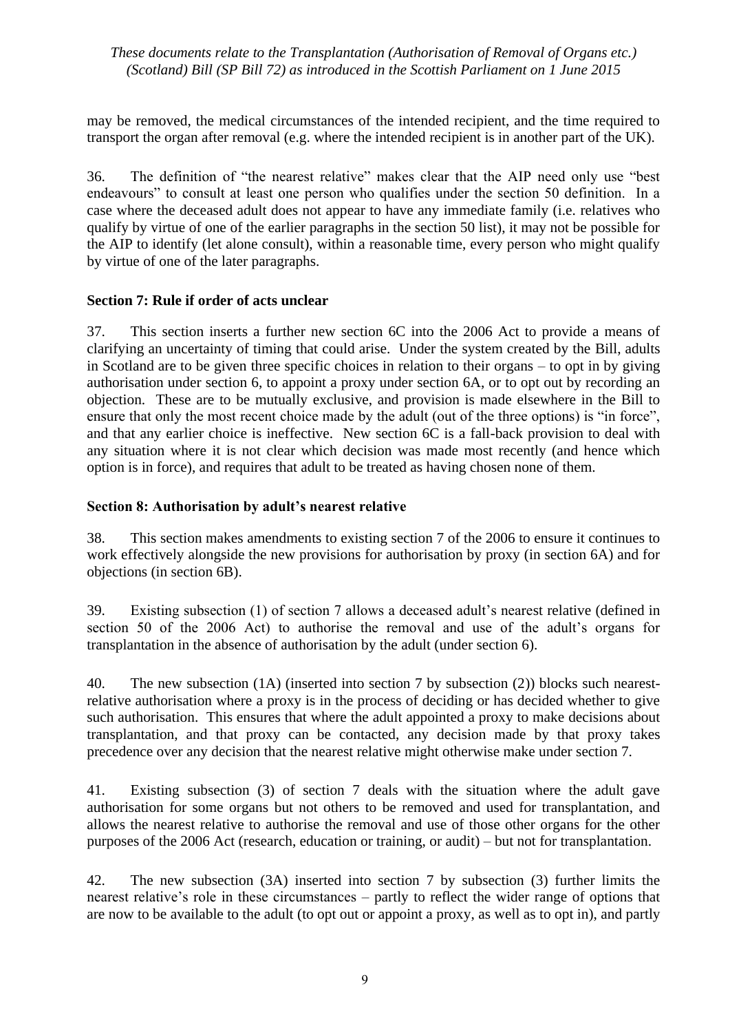may be removed, the medical circumstances of the intended recipient, and the time required to transport the organ after removal (e.g. where the intended recipient is in another part of the UK).

36. The definition of "the nearest relative" makes clear that the AIP need only use "best endeavours" to consult at least one person who qualifies under the section 50 definition. In a case where the deceased adult does not appear to have any immediate family (i.e. relatives who qualify by virtue of one of the earlier paragraphs in the section 50 list), it may not be possible for the AIP to identify (let alone consult), within a reasonable time, every person who might qualify by virtue of one of the later paragraphs.

**Section 7: Rule if order of acts unclear**

37. This section inserts a further new section 6C into the 2006 Act to provide a means of clarifying an uncertainty of timing that could arise. Under the system created by the Bill, adults in Scotland are to be given three specific choices in relation to their organs – to opt in by giving authorisation under section 6, to appoint a proxy under section 6A, or to opt out by recording an objection. These are to be mutually exclusive, and provision is made elsewhere in the Bill to ensure that only the most recent choice made by the adult (out of the three options) is "in force", and that any earlier choice is ineffective. New section 6C is a fall-back provision to deal with any situation where it is not clear which decision was made most recently (and hence which option is in force), and requires that adult to be treated as having chosen none of them.

**Section 8: Authorisation by adult's nearest relative**

38. This section makes amendments to existing section 7 of the 2006 to ensure it continues to work effectively alongside the new provisions for authorisation by proxy (in section 6A) and for objections (in section 6B).

39. Existing subsection (1) of section 7 allows a deceased adult's nearest relative (defined in section 50 of the 2006 Act) to authorise the removal and use of the adult's organs for transplantation in the absence of authorisation by the adult (under section 6).

40. The new subsection (1A) (inserted into section 7 by subsection (2)) blocks such nearest-relative authorisation where a proxy is in the process of deciding or has decided whether to give such authorisation. This ensures that where the adult appointed a proxy to make decisions about transplantation, and that proxy can be contacted, any decision made by that proxy takes precedence over any decision that the nearest relative might otherwise make under section 7.

41. Existing subsection (3) of section 7 deals with the situation where the adult gave authorisation for some organs but not others to be removed and used for transplantation, and allows the nearest relative to authorise the removal and use of those other organs for the other purposes of the 2006 Act (research, education or training, or audit) – but not for transplantation.

42. The new subsection (3A) inserted into section 7 by subsection (3) further limits the nearest relative's role in these circumstances – partly to reflect the wider range of options that are now to be available to the adult (to opt out or appoint a proxy, as well as to opt in), and partly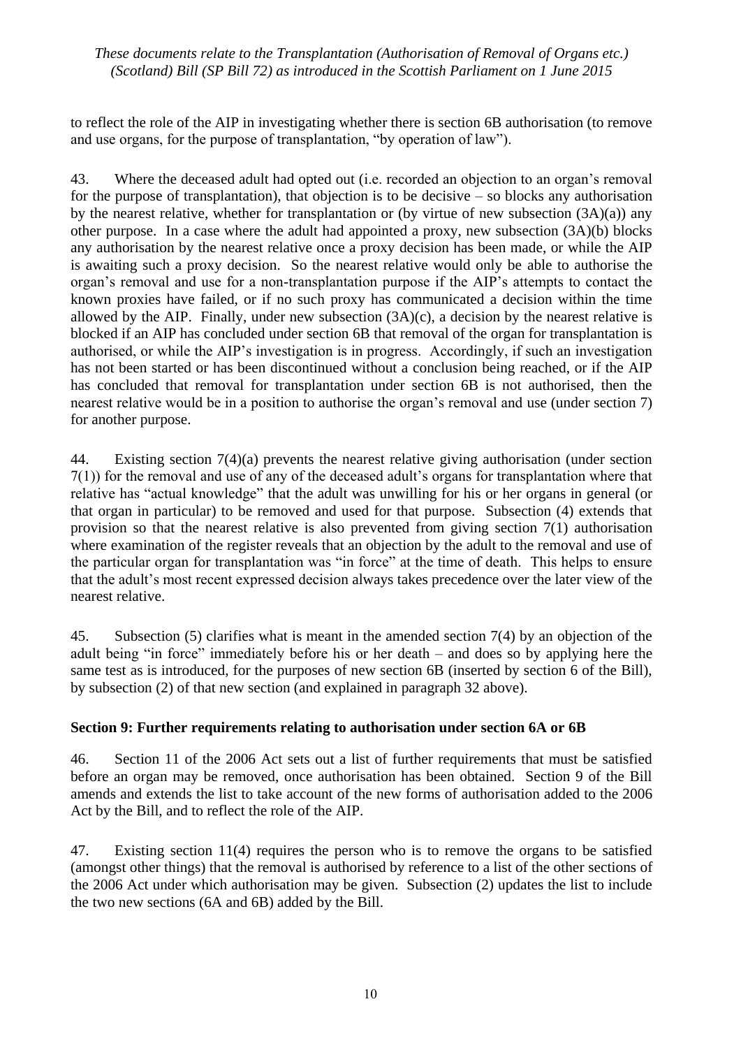to reflect the role of the AIP in investigating whether there is section 6B authorisation (to remove and use organs, for the purpose of transplantation, "by operation of law").

43. Where the deceased adult had opted out (i.e. recorded an objection to an organ's removal for the purpose of transplantation), that objection is to be decisive – so blocks any authorisation by the nearest relative, whether for transplantation or (by virtue of new subsection (3A)(a)) any other purpose. In a case where the adult had appointed a proxy, new subsection (3A)(b) blocks any authorisation by the nearest relative once a proxy decision has been made, or while the AIP is awaiting such a proxy decision. So the nearest relative would only be able to authorise the organ's removal and use for a non-transplantation purpose if the AIP's attempts to contact the known proxies have failed, or if no such proxy has communicated a decision within the time allowed by the AIP. Finally, under new subsection (3A)(c), a decision by the nearest relative is blocked if an AIP has concluded under section 6B that removal of the organ for transplantation is authorised, or while the AIP's investigation is in progress. Accordingly, if such an investigation has not been started or has been discontinued without a conclusion being reached, or if the AIP has concluded that removal for transplantation under section 6B is not authorised, then the nearest relative would be in a position to authorise the organ's removal and use (under section 7) for another purpose.

44. Existing section 7(4)(a) prevents the nearest relative giving authorisation (under section 7(1)) for the removal and use of any of the deceased adult's organs for transplantation where that relative has "actual knowledge" that the adult was unwilling for his or her organs in general (or that organ in particular) to be removed and used for that purpose. Subsection (4) extends that provision so that the nearest relative is also prevented from giving section 7(1) authorisation where examination of the register reveals that an objection by the adult to the removal and use of the particular organ for transplantation was "in force" at the time of death. This helps to ensure that the adult's most recent expressed decision always takes precedence over the later view of the nearest relative.

45. Subsection (5) clarifies what is meant in the amended section 7(4) by an objection of the adult being "in force" immediately before his or her death – and does so by applying here the same test as is introduced, for the purposes of new section 6B (inserted by section 6 of the Bill), by subsection (2) of that new section (and explained in paragraph 32 above).

**Section 9: Further requirements relating to authorisation under section 6A or 6B**

46. Section 11 of the 2006 Act sets out a list of further requirements that must be satisfied before an organ may be removed, once authorisation has been obtained. Section 9 of the Bill amends and extends the list to take account of the new forms of authorisation added to the 2006 Act by the Bill, and to reflect the role of the AIP.

47. Existing section 11(4) requires the person who is to remove the organs to be satisfied (amongst other things) that the removal is authorised by reference to a list of the other sections of the 2006 Act under which authorisation may be given. Subsection (2) updates the list to include the two new sections (6A and 6B) added by the Bill.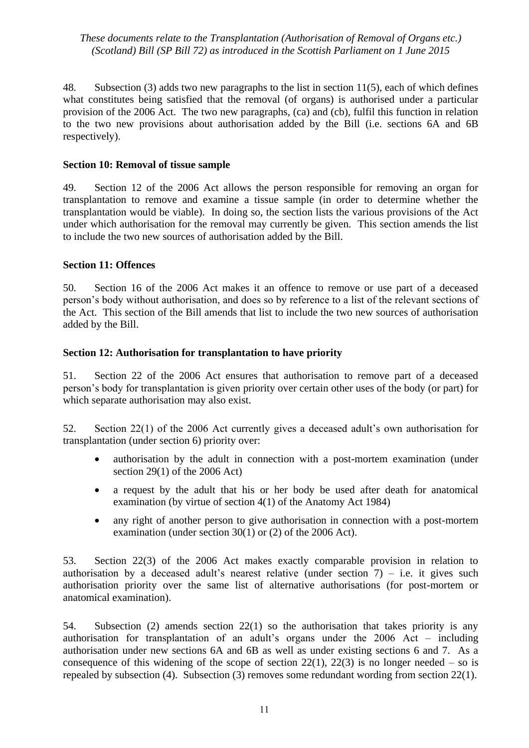48. Subsection (3) adds two new paragraphs to the list in section 11(5), each of which defines what constitutes being satisfied that the removal (of organs) is authorised under a particular provision of the 2006 Act. The two new paragraphs, (ca) and (cb), fulfil this function in relation to the two new provisions about authorisation added by the Bill (i.e. sections 6A and 6B respectively).

### Section 10: Removal of tissue sample

49. Section 12 of the 2006 Act allows the person responsible for removing an organ for transplantation to remove and examine a tissue sample (in order to determine whether the transplantation would be viable). In doing so, the section lists the various provisions of the Act under which authorisation for the removal may currently be given. This section amends the list to include the two new sources of authorisation added by the Bill.

### Section 11: Offences

50. Section 16 of the 2006 Act makes it an offence to remove or use part of a deceased person's body without authorisation, and does so by reference to a list of the relevant sections of the Act. This section of the Bill amends that list to include the two new sources of authorisation added by the Bill.

### Section 12: Authorisation for transplantation to have priority

51. Section 22 of the 2006 Act ensures that authorisation to remove part of a deceased person's body for transplantation is given priority over certain other uses of the body (or part) for which separate authorisation may also exist.

52. Section 22(1) of the 2006 Act currently gives a deceased adult's own authorisation for transplantation (under section 6) priority over:

- authorisation by the adult in connection with a post-mortem examination (under section 29(1) of the 2006 Act)
- a request by the adult that his or her body be used after death for anatomical examination (by virtue of section 4(1) of the Anatomy Act 1984)
- any right of another person to give authorisation in connection with a post-mortem examination (under section 30(1) or (2) of the 2006 Act).

53. Section 22(3) of the 2006 Act makes exactly comparable provision in relation to authorisation by a deceased adult's nearest relative (under section 7) – i.e. it gives such authorisation priority over the same list of alternative authorisations (for post-mortem or anatomical examination).

54. Subsection (2) amends section 22(1) so the authorisation that takes priority is any authorisation for transplantation of an adult's organs under the 2006 Act – including authorisation under new sections 6A and 6B as well as under existing sections 6 and 7. As a consequence of this widening of the scope of section 22(1), 22(3) is no longer needed – so is repealed by subsection (4). Subsection (3) removes some redundant wording from section 22(1).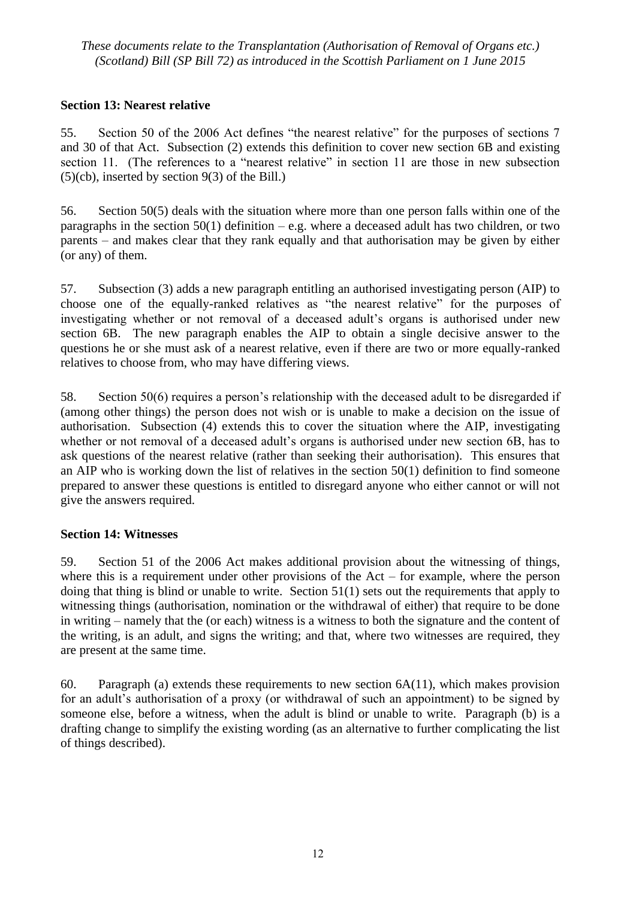### Section 13: Nearest relative

55. Section 50 of the 2006 Act defines "the nearest relative" for the purposes of sections 7 and 30 of that Act. Subsection (2) extends this definition to cover new section 6B and existing section 11. (The references to a "nearest relative" in section 11 are those in new subsection (5)(cb), inserted by section 9(3) of the Bill.)

56. Section 50(5) deals with the situation where more than one person falls within one of the paragraphs in the section 50(1) definition – e.g. where a deceased adult has two children, or two parents – and makes clear that they rank equally and that authorisation may be given by either (or any) of them.

57. Subsection (3) adds a new paragraph entitling an authorised investigating person (AIP) to choose one of the equally-ranked relatives as "the nearest relative" for the purposes of investigating whether or not removal of a deceased adult's organs is authorised under new section 6B. The new paragraph enables the AIP to obtain a single decisive answer to the questions he or she must ask of a nearest relative, even if there are two or more equally-ranked relatives to choose from, who may have differing views.

58. Section 50(6) requires a person's relationship with the deceased adult to be disregarded if (among other things) the person does not wish or is unable to make a decision on the issue of authorisation. Subsection (4) extends this to cover the situation where the AIP, investigating whether or not removal of a deceased adult's organs is authorised under new section 6B, has to ask questions of the nearest relative (rather than seeking their authorisation). This ensures that an AIP who is working down the list of relatives in the section 50(1) definition to find someone prepared to answer these questions is entitled to disregard anyone who either cannot or will not give the answers required.

### Section 14: Witnesses

59. Section 51 of the 2006 Act makes additional provision about the witnessing of things, where this is a requirement under other provisions of the Act – for example, where the person doing that thing is blind or unable to write. Section 51(1) sets out the requirements that apply to witnessing things (authorisation, nomination or the withdrawal of either) that require to be done in writing – namely that the (or each) witness is a witness to both the signature and the content of the writing, is an adult, and signs the writing; and that, where two witnesses are required, they are present at the same time.

60. Paragraph (a) extends these requirements to new section 6A(11), which makes provision for an adult's authorisation of a proxy (or withdrawal of such an appointment) to be signed by someone else, before a witness, when the adult is blind or unable to write. Paragraph (b) is a drafting change to simplify the existing wording (as an alternative to further complicating the list of things described).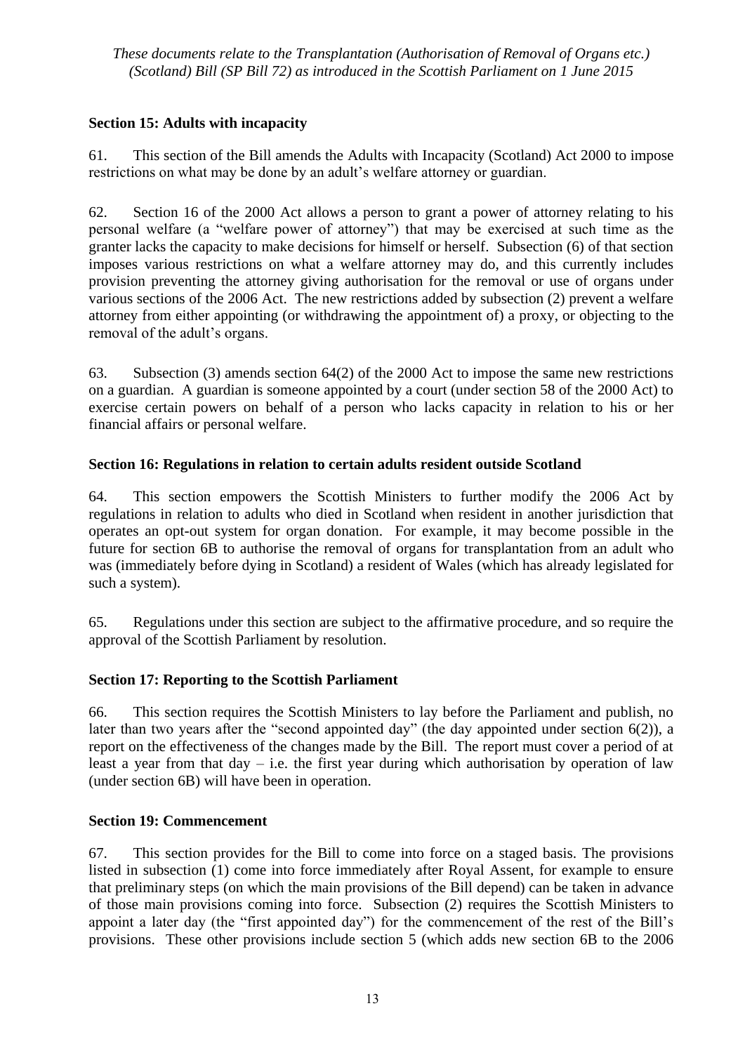### Section 15: Adults with incapacity

61. This section of the Bill amends the Adults with Incapacity (Scotland) Act 2000 to impose restrictions on what may be done by an adult's welfare attorney or guardian.

62. Section 16 of the 2000 Act allows a person to grant a power of attorney relating to his personal welfare (a "welfare power of attorney") that may be exercised at such time as the granter lacks the capacity to make decisions for himself or herself. Subsection (6) of that section imposes various restrictions on what a welfare attorney may do, and this currently includes provision preventing the attorney giving authorisation for the removal or use of organs under various sections of the 2006 Act. The new restrictions added by subsection (2) prevent a welfare attorney from either appointing (or withdrawing the appointment of) a proxy, or objecting to the removal of the adult's organs.

63. Subsection (3) amends section 64(2) of the 2000 Act to impose the same new restrictions on a guardian. A guardian is someone appointed by a court (under section 58 of the 2000 Act) to exercise certain powers on behalf of a person who lacks capacity in relation to his or her financial affairs or personal welfare.

### Section 16: Regulations in relation to certain adults resident outside Scotland

64. This section empowers the Scottish Ministers to further modify the 2006 Act by regulations in relation to adults who died in Scotland when resident in another jurisdiction that operates an opt-out system for organ donation. For example, it may become possible in the future for section 6B to authorise the removal of organs for transplantation from an adult who was (immediately before dying in Scotland) a resident of Wales (which has already legislated for such a system).

65. Regulations under this section are subject to the affirmative procedure, and so require the approval of the Scottish Parliament by resolution.

### Section 17: Reporting to the Scottish Parliament

66. This section requires the Scottish Ministers to lay before the Parliament and publish, no later than two years after the "second appointed day" (the day appointed under section 6(2)), a report on the effectiveness of the changes made by the Bill. The report must cover a period of at least a year from that day – i.e. the first year during which authorisation by operation of law (under section 6B) will have been in operation.

### Section 19: Commencement

67. This section provides for the Bill to come into force on a staged basis. The provisions listed in subsection (1) come into force immediately after Royal Assent, for example to ensure that preliminary steps (on which the main provisions of the Bill depend) can be taken in advance of those main provisions coming into force. Subsection (2) requires the Scottish Ministers to appoint a later day (the "first appointed day") for the commencement of the rest of the Bill's provisions. These other provisions include section 5 (which adds new section 6B to the 2006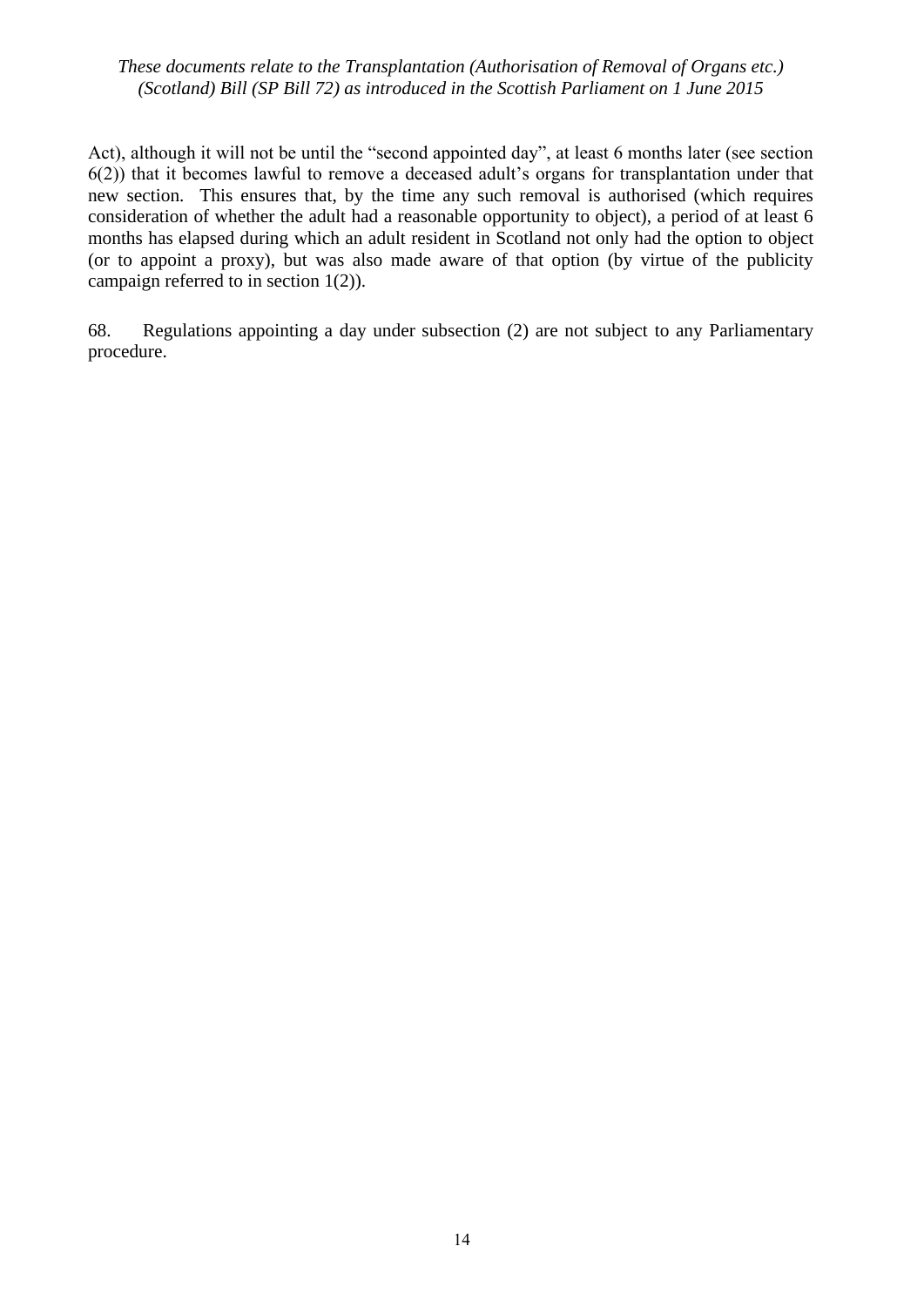Act), although it will not be until the "second appointed day", at least 6 months later (see section 6(2)) that it becomes lawful to remove a deceased adult's organs for transplantation under that new section. This ensures that, by the time any such removal is authorised (which requires consideration of whether the adult had a reasonable opportunity to object), a period of at least 6 months has elapsed during which an adult resident in Scotland not only had the option to object (or to appoint a proxy), but was also made aware of that option (by virtue of the publicity campaign referred to in section 1(2)).

68. Regulations appointing a day under subsection (2) are not subject to any Parliamentary procedure.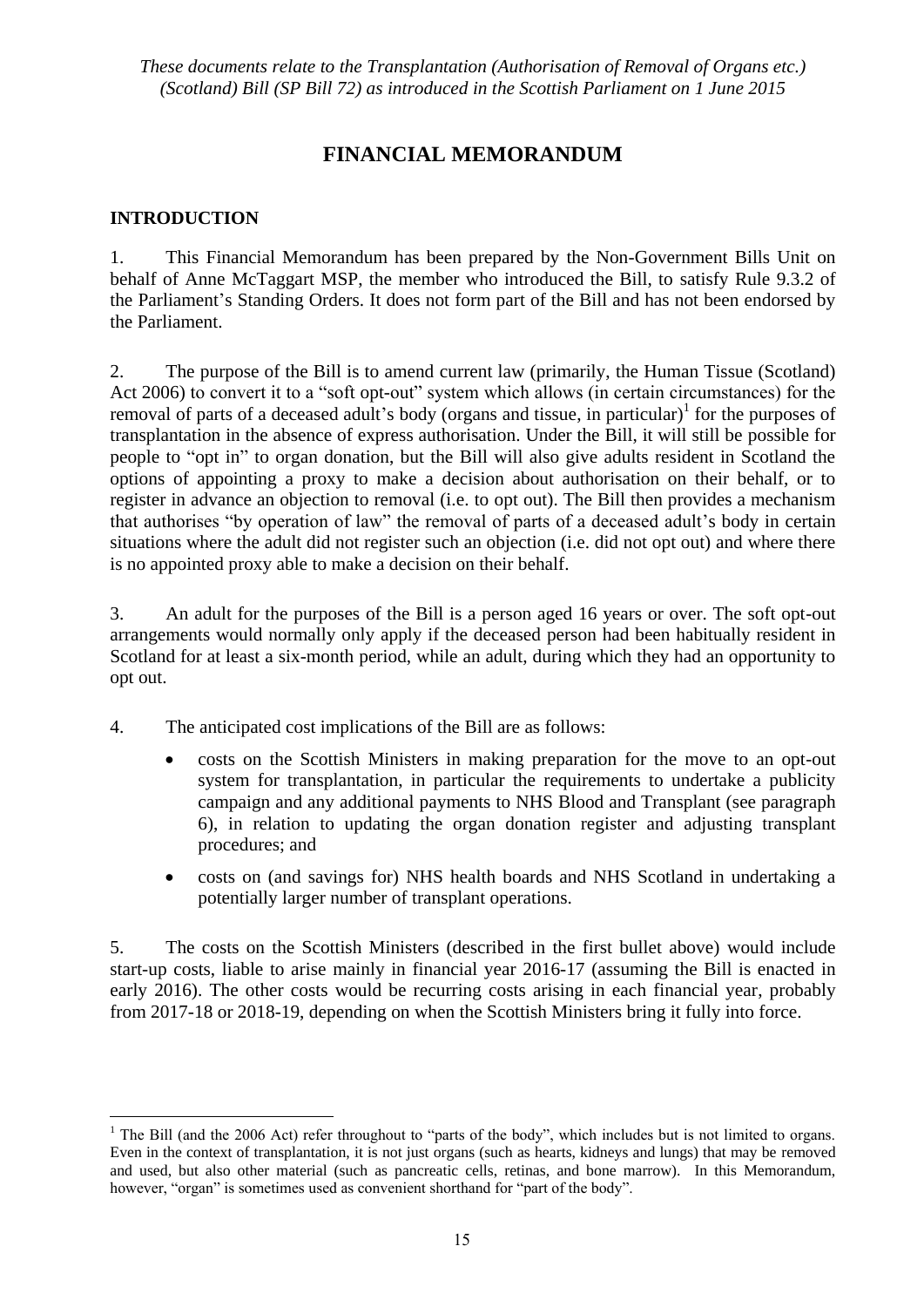*These documents relate to the Transplantation (Authorisation of Removal of Organs etc.) (Scotland) Bill (SP Bill 72) as introduced in the Scottish Parliament on 1 June 2015*

# FINANCIAL MEMORANDUM

## INTRODUCTION

1. This Financial Memorandum has been prepared by the Non-Government Bills Unit on behalf of Anne McTaggart MSP, the member who introduced the Bill, to satisfy Rule 9.3.2 of the Parliament's Standing Orders. It does not form part of the Bill and has not been endorsed by the Parliament.

2. The purpose of the Bill is to amend current law (primarily, the Human Tissue (Scotland) Act 2006) to convert it to a "soft opt-out" system which allows (in certain circumstances) for the removal of parts of a deceased adult's body (organs and tissue, in particular)[1] for the purposes of transplantation in the absence of express authorisation. Under the Bill, it will still be possible for people to "opt in" to organ donation, but the Bill will also give adults resident in Scotland the options of appointing a proxy to make a decision about authorisation on their behalf, or to register in advance an objection to removal (i.e. to opt out). The Bill then provides a mechanism that authorises "by operation of law" the removal of parts of a deceased adult's body in certain situations where the adult did not register such an objection (i.e. did not opt out) and where there is no appointed proxy able to make a decision on their behalf.

3. An adult for the purposes of the Bill is a person aged 16 years or over. The soft opt-out arrangements would normally only apply if the deceased person had been habitually resident in Scotland for at least a six-month period, while an adult, during which they had an opportunity to opt out.

4. The anticipated cost implications of the Bill are as follows:

- costs on the Scottish Ministers in making preparation for the move to an opt-out system for transplantation, in particular the requirements to undertake a publicity campaign and any additional payments to NHS Blood and Transplant (see paragraph 6), in relation to updating the organ donation register and adjusting transplant procedures; and
- costs on (and savings for) NHS health boards and NHS Scotland in undertaking a potentially larger number of transplant operations.

5. The costs on the Scottish Ministers (described in the first bullet above) would include start-up costs, liable to arise mainly in financial year 2016-17 (assuming the Bill is enacted in early 2016). The other costs would be recurring costs arising in each financial year, probably from 2017-18 or 2018-19, depending on when the Scottish Ministers bring it fully into force.

---

[1] The Bill (and the 2006 Act) refer throughout to "parts of the body", which includes but is not limited to organs. Even in the context of transplantation, it is not just organs (such as hearts, kidneys and lungs) that may be removed and used, but also other material (such as pancreatic cells, retinas, and bone marrow). In this Memorandum, however, "organ" is sometimes used as convenient shorthand for "part of the body".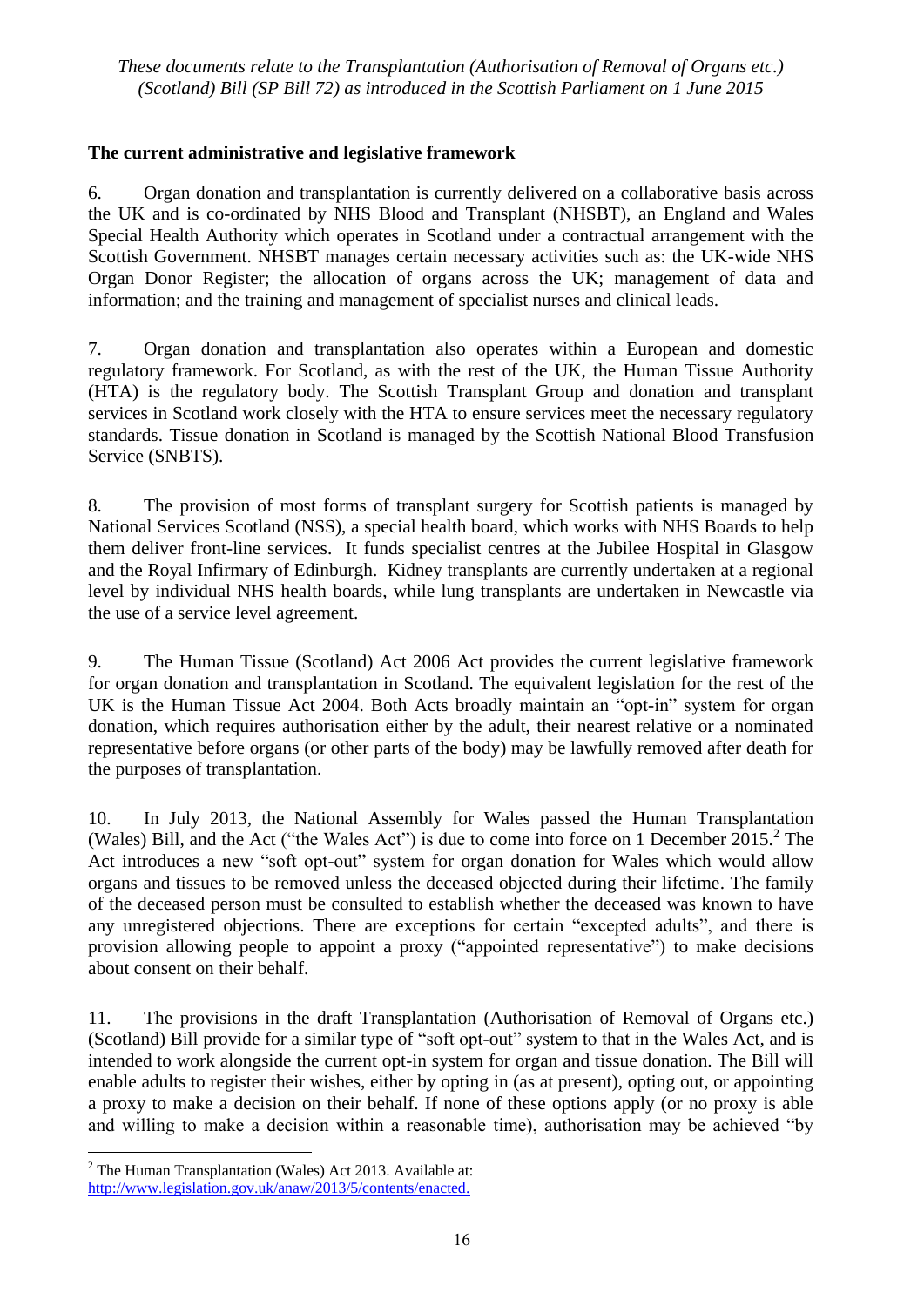### The current administrative and legislative framework

6. Organ donation and transplantation is currently delivered on a collaborative basis across the UK and is co-ordinated by NHS Blood and Transplant (NHSBT), an England and Wales Special Health Authority which operates in Scotland under a contractual arrangement with the Scottish Government. NHSBT manages certain necessary activities such as: the UK-wide NHS Organ Donor Register; the allocation of organs across the UK; management of data and information; and the training and management of specialist nurses and clinical leads.

7. Organ donation and transplantation also operates within a European and domestic regulatory framework. For Scotland, as with the rest of the UK, the Human Tissue Authority (HTA) is the regulatory body. The Scottish Transplant Group and donation and transplant services in Scotland work closely with the HTA to ensure services meet the necessary regulatory standards. Tissue donation in Scotland is managed by the Scottish National Blood Transfusion Service (SNBTS).

8. The provision of most forms of transplant surgery for Scottish patients is managed by National Services Scotland (NSS), a special health board, which works with NHS Boards to help them deliver front-line services. It funds specialist centres at the Jubilee Hospital in Glasgow and the Royal Infirmary of Edinburgh. Kidney transplants are currently undertaken at a regional level by individual NHS health boards, while lung transplants are undertaken in Newcastle via the use of a service level agreement.

9. The Human Tissue (Scotland) Act 2006 Act provides the current legislative framework for organ donation and transplantation in Scotland. The equivalent legislation for the rest of the UK is the Human Tissue Act 2004. Both Acts broadly maintain an "opt-in" system for organ donation, which requires authorisation either by the adult, their nearest relative or a nominated representative before organs (or other parts of the body) may be lawfully removed after death for the purposes of transplantation.

10. In July 2013, the National Assembly for Wales passed the Human Transplantation (Wales) Bill, and the Act ("the Wales Act") is due to come into force on 1 December 2015.[2] The Act introduces a new "soft opt-out" system for organ donation for Wales which would allow organs and tissues to be removed unless the deceased objected during their lifetime. The family of the deceased person must be consulted to establish whether the deceased was known to have any unregistered objections. There are exceptions for certain "excepted adults", and there is provision allowing people to appoint a proxy ("appointed representative") to make decisions about consent on their behalf.

11. The provisions in the draft Transplantation (Authorisation of Removal of Organs etc.) (Scotland) Bill provide for a similar type of "soft opt-out" system to that in the Wales Act, and is intended to work alongside the current opt-in system for organ and tissue donation. The Bill will enable adults to register their wishes, either by opting in (as at present), opting out, or appointing a proxy to make a decision on their behalf. If none of these options apply (or no proxy is able and willing to make a decision within a reasonable time), authorisation may be achieved "by

[2] The Human Transplantation (Wales) Act 2013. Available at: http://www.legislation.gov.uk/anaw/2013/5/contents/enacted.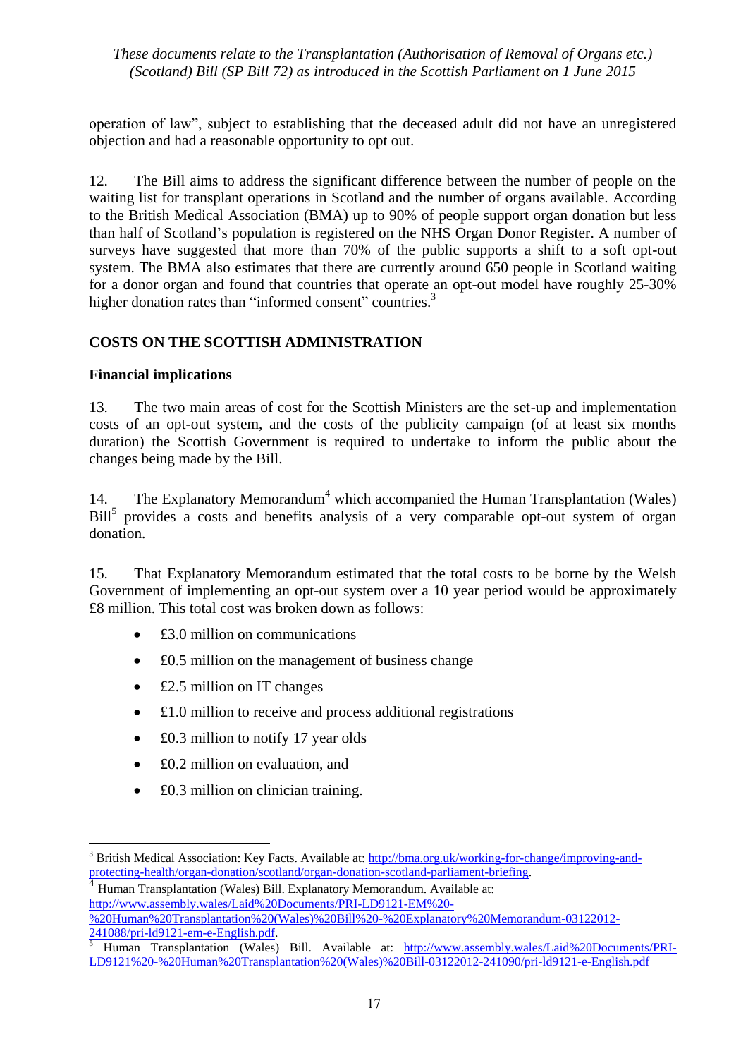operation of law", subject to establishing that the deceased adult did not have an unregistered objection and had a reasonable opportunity to opt out.

12. The Bill aims to address the significant difference between the number of people on the waiting list for transplant operations in Scotland and the number of organs available. According to the British Medical Association (BMA) up to 90% of people support organ donation but less than half of Scotland's population is registered on the NHS Organ Donor Register. A number of surveys have suggested that more than 70% of the public supports a shift to a soft opt-out system. The BMA also estimates that there are currently around 650 people in Scotland waiting for a donor organ and found that countries that operate an opt-out model have roughly 25-30% higher donation rates than "informed consent" countries.[3]

## COSTS ON THE SCOTTISH ADMINISTRATION

### Financial implications

13. The two main areas of cost for the Scottish Ministers are the set-up and implementation costs of an opt-out system, and the costs of the publicity campaign (of at least six months duration) the Scottish Government is required to undertake to inform the public about the changes being made by the Bill.

14. The Explanatory Memorandum[4] which accompanied the Human Transplantation (Wales) Bill[5] provides a costs and benefits analysis of a very comparable opt-out system of organ donation.

15. That Explanatory Memorandum estimated that the total costs to be borne by the Welsh Government of implementing an opt-out system over a 10 year period would be approximately £8 million. This total cost was broken down as follows:

- £3.0 million on communications
- £0.5 million on the management of business change
- £2.5 million on IT changes
- £1.0 million to receive and process additional registrations
- £0.3 million to notify 17 year olds
- £0.2 million on evaluation, and
- £0.3 million on clinician training.

---

[3] British Medical Association: Key Facts. Available at: http://bma.org.uk/working-for-change/improving-and-protecting-health/organ-donation/scotland/organ-donation-scotland-parliament-briefing.

[4] Human Transplantation (Wales) Bill. Explanatory Memorandum. Available at: http://www.assembly.wales/Laid%20Documents/PRI-LD9121-EM%20-%20Human%20Transplantation%20(Wales)%20Bill%20-%20Explanatory%20Memorandum-03122012-241088/pri-ld9121-em-e-English.pdf.

[5] Human Transplantation (Wales) Bill. Available at: http://www.assembly.wales/Laid%20Documents/PRI-LD9121%20-%20Human%20Transplantation%20(Wales)%20Bill-03122012-241090/pri-ld9121-e-English.pdf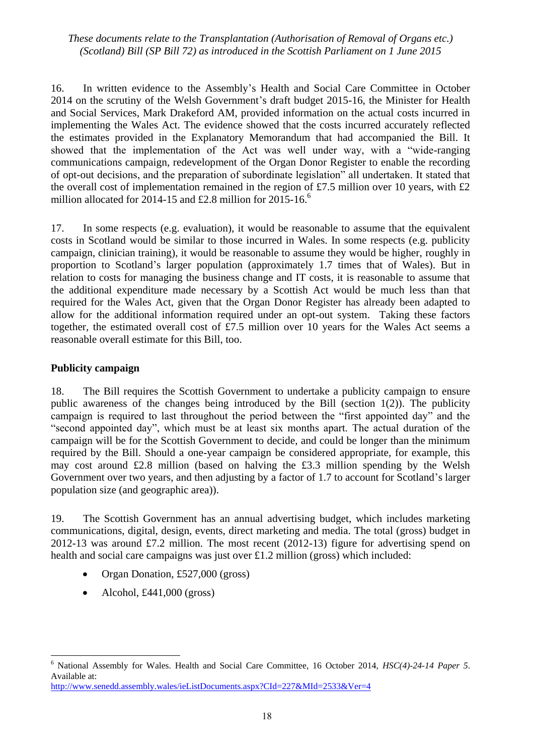16. In written evidence to the Assembly's Health and Social Care Committee in October 2014 on the scrutiny of the Welsh Government's draft budget 2015-16, the Minister for Health and Social Services, Mark Drakeford AM, provided information on the actual costs incurred in implementing the Wales Act. The evidence showed that the costs incurred accurately reflected the estimates provided in the Explanatory Memorandum that had accompanied the Bill. It showed that the implementation of the Act was well under way, with a "wide-ranging communications campaign, redevelopment of the Organ Donor Register to enable the recording of opt-out decisions, and the preparation of subordinate legislation" all undertaken. It stated that the overall cost of implementation remained in the region of £7.5 million over 10 years, with £2 million allocated for 2014-15 and £2.8 million for 2015-16.[6]

17. In some respects (e.g. evaluation), it would be reasonable to assume that the equivalent costs in Scotland would be similar to those incurred in Wales. In some respects (e.g. publicity campaign, clinician training), it would be reasonable to assume they would be higher, roughly in proportion to Scotland's larger population (approximately 1.7 times that of Wales). But in relation to costs for managing the business change and IT costs, it is reasonable to assume that the additional expenditure made necessary by a Scottish Act would be much less than that required for the Wales Act, given that the Organ Donor Register has already been adapted to allow for the additional information required under an opt-out system. Taking these factors together, the estimated overall cost of £7.5 million over 10 years for the Wales Act seems a reasonable overall estimate for this Bill, too.

**Publicity campaign**

18. The Bill requires the Scottish Government to undertake a publicity campaign to ensure public awareness of the changes being introduced by the Bill (section 1(2)). The publicity campaign is required to last throughout the period between the "first appointed day" and the "second appointed day", which must be at least six months apart. The actual duration of the campaign will be for the Scottish Government to decide, and could be longer than the minimum required by the Bill. Should a one-year campaign be considered appropriate, for example, this may cost around £2.8 million (based on halving the £3.3 million spending by the Welsh Government over two years, and then adjusting by a factor of 1.7 to account for Scotland's larger population size (and geographic area)).

19. The Scottish Government has an annual advertising budget, which includes marketing communications, digital, design, events, direct marketing and media. The total (gross) budget in 2012-13 was around £7.2 million. The most recent (2012-13) figure for advertising spend on health and social care campaigns was just over £1.2 million (gross) which included:

- Organ Donation, £527,000 (gross)
- Alcohol, £441,000 (gross)

[6] National Assembly for Wales. Health and Social Care Committee, 16 October 2014, *HSC(4)-24-14 Paper 5*. Available at: http://www.senedd.assembly.wales/ieListDocuments.aspx?CId=227&MId=2533&Ver=4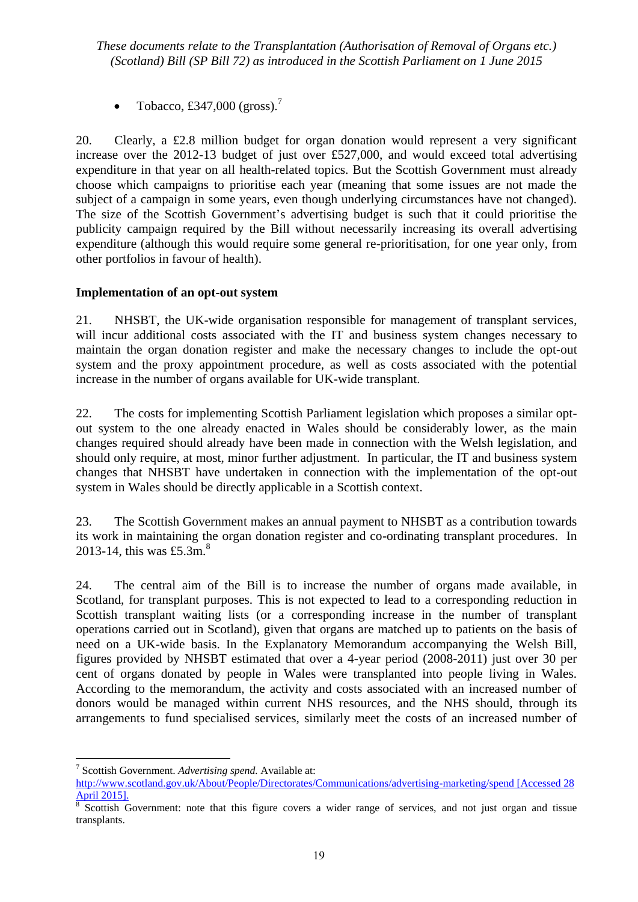- Tobacco, £347,000 (gross).[7]

20. Clearly, a £2.8 million budget for organ donation would represent a very significant increase over the 2012-13 budget of just over £527,000, and would exceed total advertising expenditure in that year on all health-related topics. But the Scottish Government must already choose which campaigns to prioritise each year (meaning that some issues are not made the subject of a campaign in some years, even though underlying circumstances have not changed). The size of the Scottish Government's advertising budget is such that it could prioritise the publicity campaign required by the Bill without necessarily increasing its overall advertising expenditure (although this would require some general re-prioritisation, for one year only, from other portfolios in favour of health).

**Implementation of an opt-out system**

21. NHSBT, the UK-wide organisation responsible for management of transplant services, will incur additional costs associated with the IT and business system changes necessary to maintain the organ donation register and make the necessary changes to include the opt-out system and the proxy appointment procedure, as well as costs associated with the potential increase in the number of organs available for UK-wide transplant.

22. The costs for implementing Scottish Parliament legislation which proposes a similar opt-out system to the one already enacted in Wales should be considerably lower, as the main changes required should already have been made in connection with the Welsh legislation, and should only require, at most, minor further adjustment. In particular, the IT and business system changes that NHSBT have undertaken in connection with the implementation of the opt-out system in Wales should be directly applicable in a Scottish context.

23. The Scottish Government makes an annual payment to NHSBT as a contribution towards its work in maintaining the organ donation register and co-ordinating transplant procedures. In 2013-14, this was £5.3m.[8]

24. The central aim of the Bill is to increase the number of organs made available, in Scotland, for transplant purposes. This is not expected to lead to a corresponding reduction in Scottish transplant waiting lists (or a corresponding increase in the number of transplant operations carried out in Scotland), given that organs are matched up to patients on the basis of need on a UK-wide basis. In the Explanatory Memorandum accompanying the Welsh Bill, figures provided by NHSBT estimated that over a 4-year period (2008-2011) just over 30 per cent of organs donated by people in Wales were transplanted into people living in Wales. According to the memorandum, the activity and costs associated with an increased number of donors would be managed within current NHS resources, and the NHS should, through its arrangements to fund specialised services, similarly meet the costs of an increased number of

---

[7] Scottish Government. *Advertising spend.* Available at: http://www.scotland.gov.uk/About/People/Directorates/Communications/advertising-marketing/spend [Accessed 28 April 2015].

[8] Scottish Government: note that this figure covers a wider range of services, and not just organ and tissue transplants.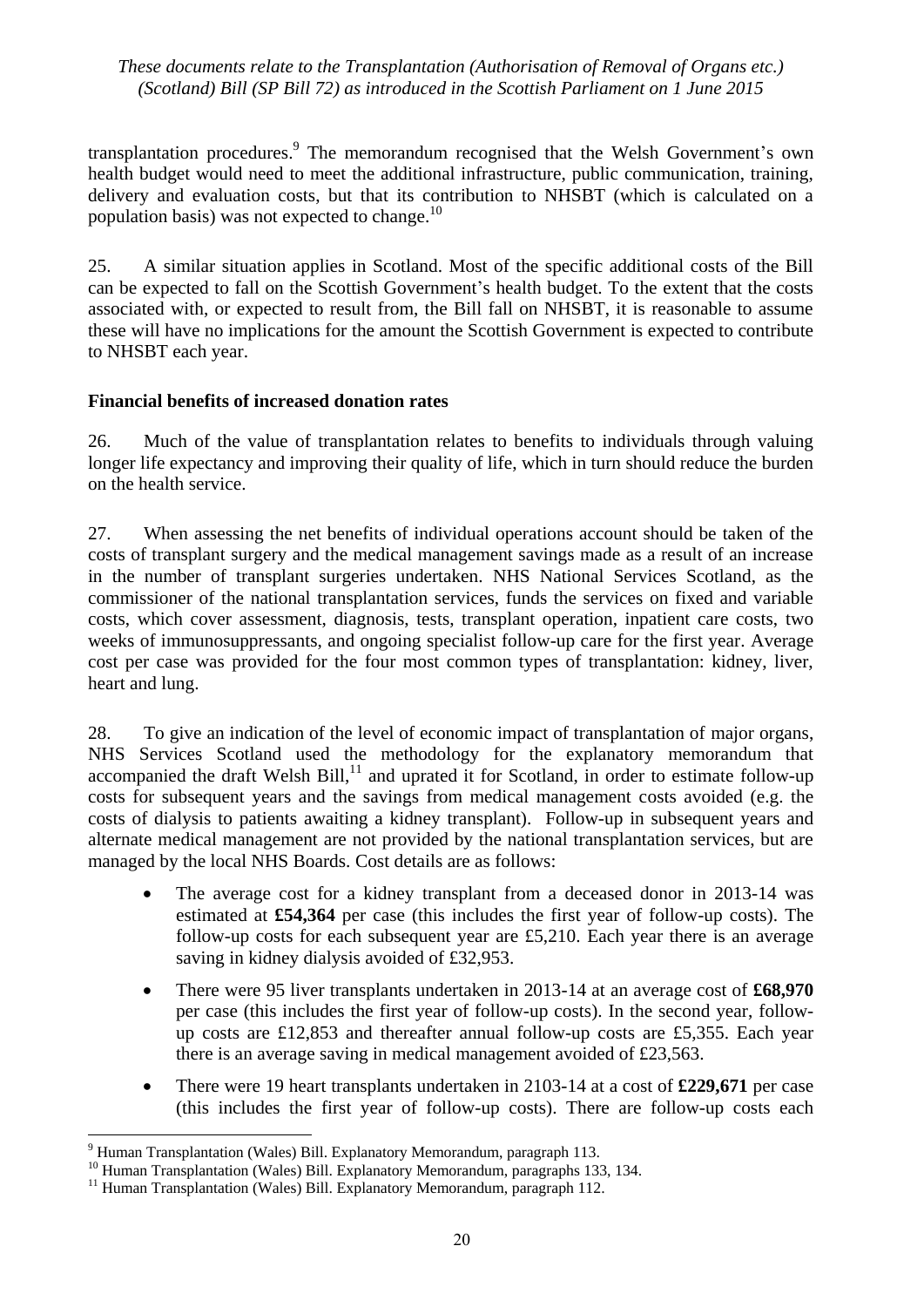transplantation procedures.[9] The memorandum recognised that the Welsh Government's own health budget would need to meet the additional infrastructure, public communication, training, delivery and evaluation costs, but that its contribution to NHSBT (which is calculated on a population basis) was not expected to change.[10]

25. A similar situation applies in Scotland. Most of the specific additional costs of the Bill can be expected to fall on the Scottish Government's health budget. To the extent that the costs associated with, or expected to result from, the Bill fall on NHSBT, it is reasonable to assume these will have no implications for the amount the Scottish Government is expected to contribute to NHSBT each year.

**Financial benefits of increased donation rates**

26. Much of the value of transplantation relates to benefits to individuals through valuing longer life expectancy and improving their quality of life, which in turn should reduce the burden on the health service.

27. When assessing the net benefits of individual operations account should be taken of the costs of transplant surgery and the medical management savings made as a result of an increase in the number of transplant surgeries undertaken. NHS National Services Scotland, as the commissioner of the national transplantation services, funds the services on fixed and variable costs, which cover assessment, diagnosis, tests, transplant operation, inpatient care costs, two weeks of immunosuppressants, and ongoing specialist follow-up care for the first year. Average cost per case was provided for the four most common types of transplantation: kidney, liver, heart and lung.

28. To give an indication of the level of economic impact of transplantation of major organs, NHS Services Scotland used the methodology for the explanatory memorandum that accompanied the draft Welsh Bill,[11] and uprated it for Scotland, in order to estimate follow-up costs for subsequent years and the savings from medical management costs avoided (e.g. the costs of dialysis to patients awaiting a kidney transplant). Follow-up in subsequent years and alternate medical management are not provided by the national transplantation services, but are managed by the local NHS Boards. Cost details are as follows:

- The average cost for a kidney transplant from a deceased donor in 2013-14 was estimated at **£54,364** per case (this includes the first year of follow-up costs). The follow-up costs for each subsequent year are £5,210. Each year there is an average saving in kidney dialysis avoided of £32,953.
- There were 95 liver transplants undertaken in 2013-14 at an average cost of **£68,970** per case (this includes the first year of follow-up costs). In the second year, follow-up costs are £12,853 and thereafter annual follow-up costs are £5,355. Each year there is an average saving in medical management avoided of £23,563.
- There were 19 heart transplants undertaken in 2103-14 at a cost of **£229,671** per case (this includes the first year of follow-up costs). There are follow-up costs each

[9] Human Transplantation (Wales) Bill. Explanatory Memorandum, paragraph 113.
[10] Human Transplantation (Wales) Bill. Explanatory Memorandum, paragraphs 133, 134.
[11] Human Transplantation (Wales) Bill. Explanatory Memorandum, paragraph 112.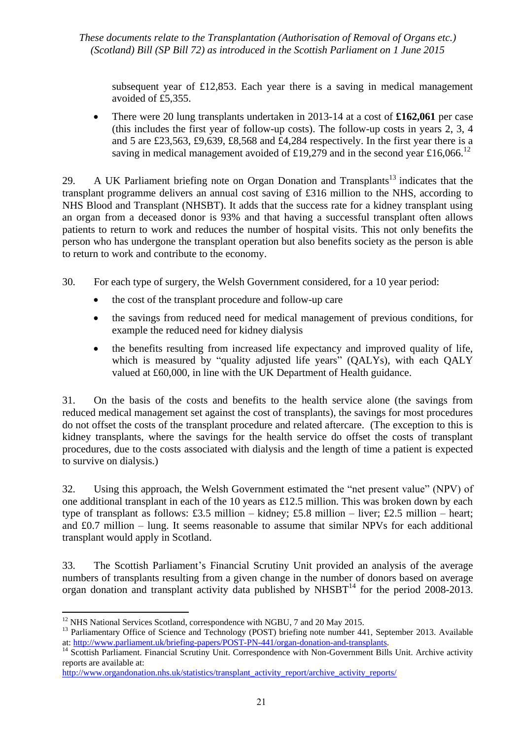subsequent year of £12,853. Each year there is a saving in medical management avoided of £5,355.

- There were 20 lung transplants undertaken in 2013-14 at a cost of **£162,061** per case (this includes the first year of follow-up costs). The follow-up costs in years 2, 3, 4 and 5 are £23,563, £9,639, £8,568 and £4,284 respectively. In the first year there is a saving in medical management avoided of £19,279 and in the second year £16,066.[12]

29. A UK Parliament briefing note on Organ Donation and Transplants[13] indicates that the transplant programme delivers an annual cost saving of £316 million to the NHS, according to NHS Blood and Transplant (NHSBT). It adds that the success rate for a kidney transplant using an organ from a deceased donor is 93% and that having a successful transplant often allows patients to return to work and reduces the number of hospital visits. This not only benefits the person who has undergone the transplant operation but also benefits society as the person is able to return to work and contribute to the economy.

30. For each type of surgery, the Welsh Government considered, for a 10 year period:

- the cost of the transplant procedure and follow-up care
- the savings from reduced need for medical management of previous conditions, for example the reduced need for kidney dialysis
- the benefits resulting from increased life expectancy and improved quality of life, which is measured by "quality adjusted life years" (QALYs), with each QALY valued at £60,000, in line with the UK Department of Health guidance.

31. On the basis of the costs and benefits to the health service alone (the savings from reduced medical management set against the cost of transplants), the savings for most procedures do not offset the costs of the transplant procedure and related aftercare. (The exception to this is kidney transplants, where the savings for the health service do offset the costs of transplant procedures, due to the costs associated with dialysis and the length of time a patient is expected to survive on dialysis.)

32. Using this approach, the Welsh Government estimated the "net present value" (NPV) of one additional transplant in each of the 10 years as £12.5 million. This was broken down by each type of transplant as follows: £3.5 million – kidney; £5.8 million – liver; £2.5 million – heart; and £0.7 million – lung. It seems reasonable to assume that similar NPVs for each additional transplant would apply in Scotland.

33. The Scottish Parliament's Financial Scrutiny Unit provided an analysis of the average numbers of transplants resulting from a given change in the number of donors based on average organ donation and transplant activity data published by NHSBT[14] for the period 2008-2013.

---

[12] NHS National Services Scotland, correspondence with NGBU, 7 and 20 May 2015.

[13] Parliamentary Office of Science and Technology (POST) briefing note number 441, September 2013. Available at: http://www.parliament.uk/briefing-papers/POST-PN-441/organ-donation-and-transplants.

[14] Scottish Parliament. Financial Scrutiny Unit. Correspondence with Non-Government Bills Unit. Archive activity reports are available at: http://www.organdonation.nhs.uk/statistics/transplant_activity_report/archive_activity_reports/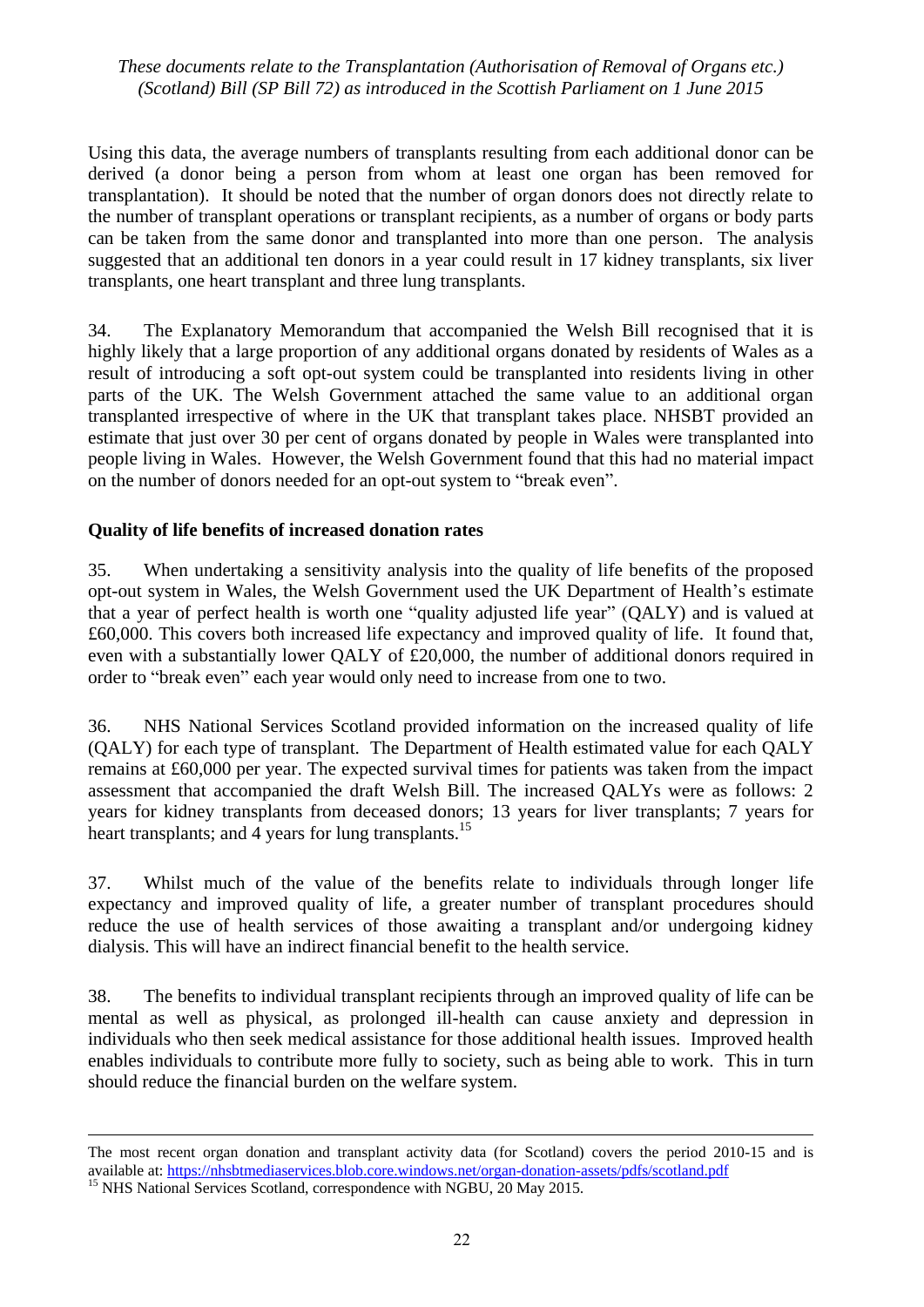Using this data, the average numbers of transplants resulting from each additional donor can be derived (a donor being a person from whom at least one organ has been removed for transplantation). It should be noted that the number of organ donors does not directly relate to the number of transplant operations or transplant recipients, as a number of organs or body parts can be taken from the same donor and transplanted into more than one person. The analysis suggested that an additional ten donors in a year could result in 17 kidney transplants, six liver transplants, one heart transplant and three lung transplants.

34. The Explanatory Memorandum that accompanied the Welsh Bill recognised that it is highly likely that a large proportion of any additional organs donated by residents of Wales as a result of introducing a soft opt-out system could be transplanted into residents living in other parts of the UK. The Welsh Government attached the same value to an additional organ transplanted irrespective of where in the UK that transplant takes place. NHSBT provided an estimate that just over 30 per cent of organs donated by people in Wales were transplanted into people living in Wales. However, the Welsh Government found that this had no material impact on the number of donors needed for an opt-out system to "break even".

**Quality of life benefits of increased donation rates**

35. When undertaking a sensitivity analysis into the quality of life benefits of the proposed opt-out system in Wales, the Welsh Government used the UK Department of Health's estimate that a year of perfect health is worth one "quality adjusted life year" (QALY) and is valued at £60,000. This covers both increased life expectancy and improved quality of life. It found that, even with a substantially lower QALY of £20,000, the number of additional donors required in order to "break even" each year would only need to increase from one to two.

36. NHS National Services Scotland provided information on the increased quality of life (QALY) for each type of transplant. The Department of Health estimated value for each QALY remains at £60,000 per year. The expected survival times for patients was taken from the impact assessment that accompanied the draft Welsh Bill. The increased QALYs were as follows: 2 years for kidney transplants from deceased donors; 13 years for liver transplants; 7 years for heart transplants; and 4 years for lung transplants.[15]

37. Whilst much of the value of the benefits relate to individuals through longer life expectancy and improved quality of life, a greater number of transplant procedures should reduce the use of health services of those awaiting a transplant and/or undergoing kidney dialysis. This will have an indirect financial benefit to the health service.

38. The benefits to individual transplant recipients through an improved quality of life can be mental as well as physical, as prolonged ill-health can cause anxiety and depression in individuals who then seek medical assistance for those additional health issues. Improved health enables individuals to contribute more fully to society, such as being able to work. This in turn should reduce the financial burden on the welfare system.

---

The most recent organ donation and transplant activity data (for Scotland) covers the period 2010-15 and is available at: https://nhsbtmediaservices.blob.core.windows.net/organ-donation-assets/pdfs/scotland.pdf

[15] NHS National Services Scotland, correspondence with NGBU, 20 May 2015.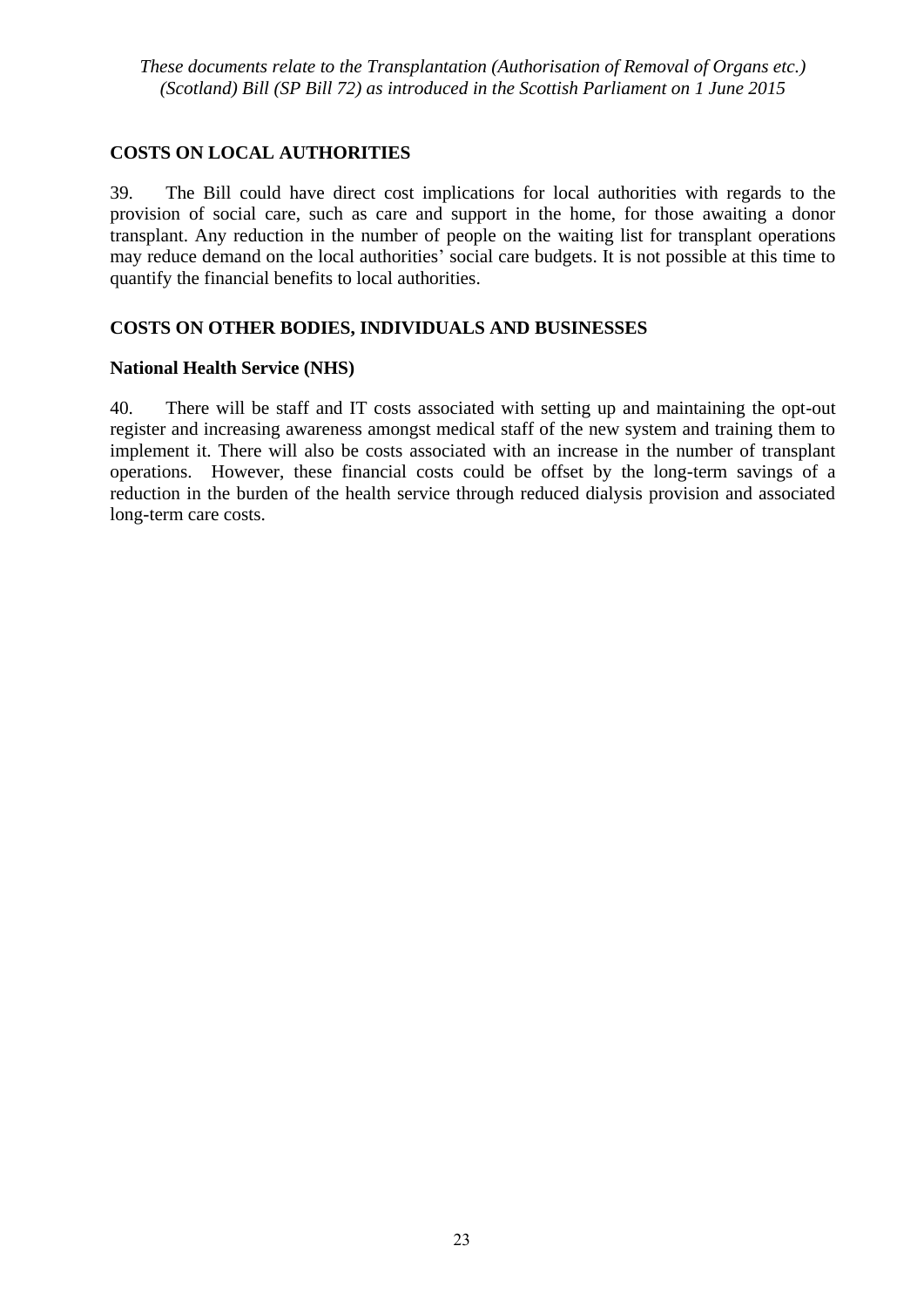## COSTS ON LOCAL AUTHORITIES

39. The Bill could have direct cost implications for local authorities with regards to the provision of social care, such as care and support in the home, for those awaiting a donor transplant. Any reduction in the number of people on the waiting list for transplant operations may reduce demand on the local authorities' social care budgets. It is not possible at this time to quantify the financial benefits to local authorities.

## COSTS ON OTHER BODIES, INDIVIDUALS AND BUSINESSES

### National Health Service (NHS)

40. There will be staff and IT costs associated with setting up and maintaining the opt-out register and increasing awareness amongst medical staff of the new system and training them to implement it. There will also be costs associated with an increase in the number of transplant operations. However, these financial costs could be offset by the long-term savings of a reduction in the burden of the health service through reduced dialysis provision and associated long-term care costs.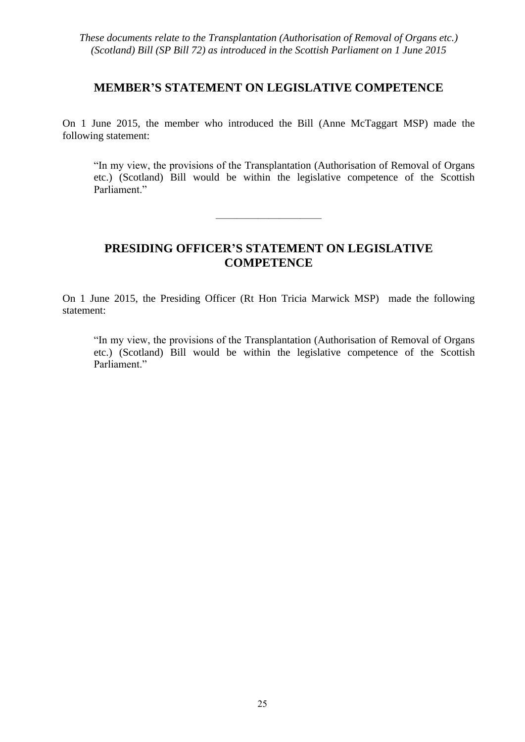# MEMBER'S STATEMENT ON LEGISLATIVE COMPETENCE

On 1 June 2015, the member who introduced the Bill (Anne McTaggart MSP) made the following statement:

> "In my view, the provisions of the Transplantation (Authorisation of Removal of Organs etc.) (Scotland) Bill would be within the legislative competence of the Scottish Parliament."

---

# PRESIDING OFFICER'S STATEMENT ON LEGISLATIVE COMPETENCE

On 1 June 2015, the Presiding Officer (Rt Hon Tricia Marwick MSP) made the following statement:

> "In my view, the provisions of the Transplantation (Authorisation of Removal of Organs etc.) (Scotland) Bill would be within the legislative competence of the Scottish Parliament."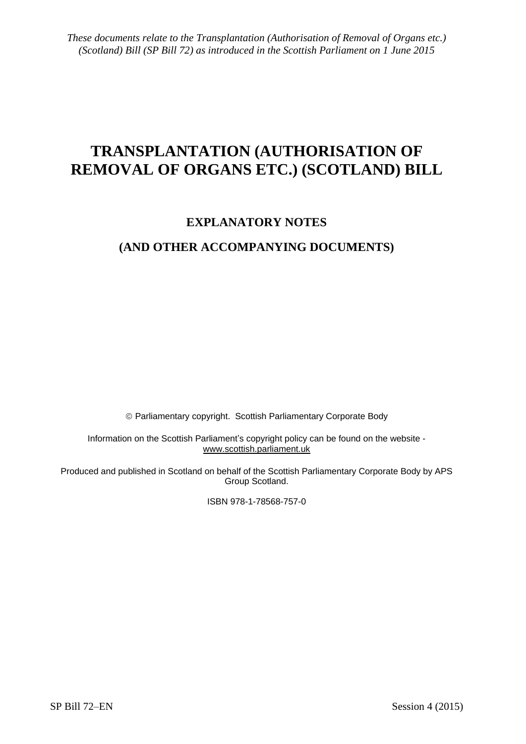*These documents relate to the Transplantation (Authorisation of Removal of Organs etc.) (Scotland) Bill (SP Bill 72) as introduced in the Scottish Parliament on 1 June 2015*

# TRANSPLANTATION (AUTHORISATION OF REMOVAL OF ORGANS ETC.) (SCOTLAND) BILL

## EXPLANATORY NOTES

## (AND OTHER ACCOMPANYING DOCUMENTS)

© Parliamentary copyright. Scottish Parliamentary Corporate Body

Information on the Scottish Parliament's copyright policy can be found on the website - www.scottish.parliament.uk

Produced and published in Scotland on behalf of the Scottish Parliamentary Corporate Body by APS Group Scotland.

ISBN 978-1-78568-757-0

SP Bill 72–EN Session 4 (2015)